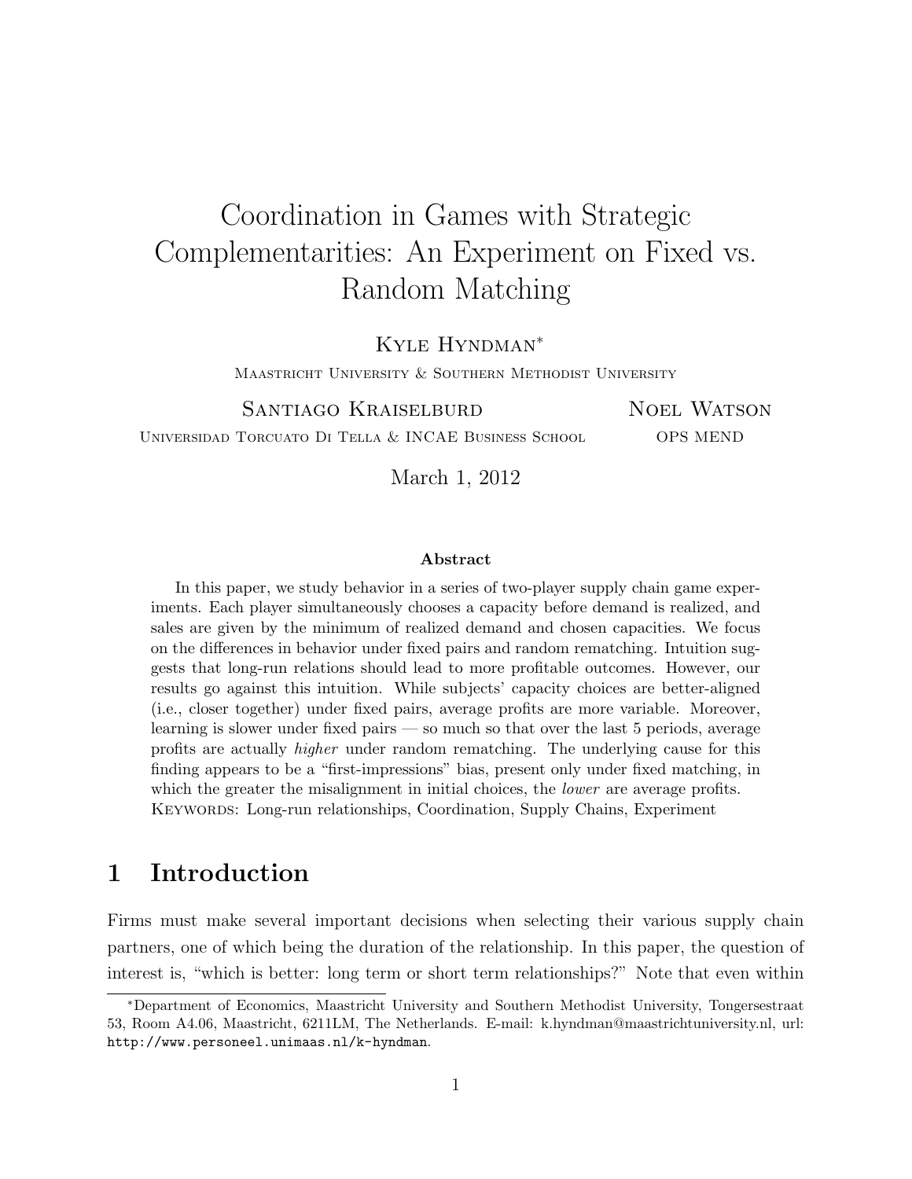# Coordination in Games with Strategic Complementarities: An Experiment on Fixed vs. Random Matching

Kyle Hyndman*

Maastricht University & Southern Methodist University

Santiago Kraiselburd

Universidad Torcuato Di Tella & INCAE Business School

Noel Watson

ops mend

March 1, 2012

### Abstract

In this paper, we study behavior in a series of two-player supply chain game experiments. Each player simultaneously chooses a capacity before demand is realized, and sales are given by the minimum of realized demand and chosen capacities. We focus on the differences in behavior under fixed pairs and random rematching. Intuition suggests that long-run relations should lead to more profitable outcomes. However, our results go against this intuition. While subjects' capacity choices are better-aligned (i.e., closer together) under fixed pairs, average profits are more variable. Moreover, learning is slower under fixed pairs — so much so that over the last 5 periods, average profits are actually *higher* under random rematching. The underlying cause for this finding appears to be a "first-impressions" bias, present only under fixed matching, in which the greater the misalignment in initial choices, the *lower* are average profits.

Keywords: Long-run relationships, Coordination, Supply Chains, Experiment

## 1 Introduction

Firms must make several important decisions when selecting their various supply chain partners, one of which being the duration of the relationship. In this paper, the question of interest is, "which is better: long term or short term relationships?" Note that even within

*Department of Economics, Maastricht University and Southern Methodist University, Tongersestraat 53, Room A4.06, Maastricht, 6211LM, The Netherlands. E-mail: k.hyndman@maastrichtuniversity.nl, url: http://www.personeel.unimaas.nl/k-hyndman.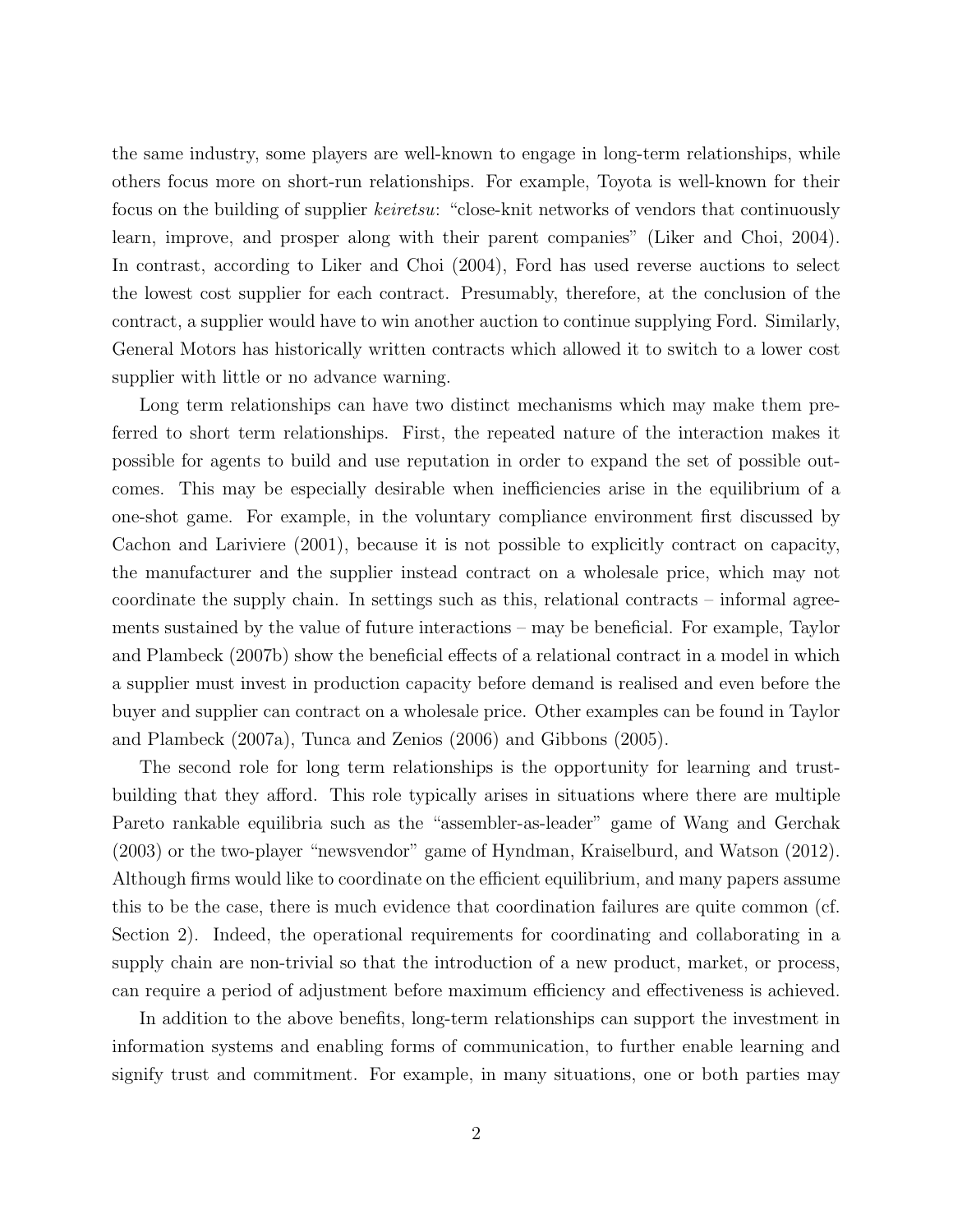the same industry, some players are well-known to engage in long-term relationships, while others focus more on short-run relationships. For example, Toyota is well-known for their focus on the building of supplier *keiretsu*: "close-knit networks of vendors that continuously learn, improve, and prosper along with their parent companies" (Liker and Choi, 2004). In contrast, according to Liker and Choi (2004), Ford has used reverse auctions to select the lowest cost supplier for each contract. Presumably, therefore, at the conclusion of the contract, a supplier would have to win another auction to continue supplying Ford. Similarly, General Motors has historically written contracts which allowed it to switch to a lower cost supplier with little or no advance warning.

Long term relationships can have two distinct mechanisms which may make them preferred to short term relationships. First, the repeated nature of the interaction makes it possible for agents to build and use reputation in order to expand the set of possible outcomes. This may be especially desirable when inefficiencies arise in the equilibrium of a one-shot game. For example, in the voluntary compliance environment first discussed by Cachon and Lariviere (2001), because it is not possible to explicitly contract on capacity, the manufacturer and the supplier instead contract on a wholesale price, which may not coordinate the supply chain. In settings such as this, relational contracts – informal agreements sustained by the value of future interactions – may be beneficial. For example, Taylor and Plambeck (2007b) show the beneficial effects of a relational contract in a model in which a supplier must invest in production capacity before demand is realised and even before the buyer and supplier can contract on a wholesale price. Other examples can be found in Taylor and Plambeck (2007a), Tunca and Zenios (2006) and Gibbons (2005).

The second role for long term relationships is the opportunity for learning and trust-building that they afford. This role typically arises in situations where there are multiple Pareto rankable equilibria such as the "assembler-as-leader" game of Wang and Gerchak (2003) or the two-player "newsvendor" game of Hyndman, Kraiselburd, and Watson (2012). Although firms would like to coordinate on the efficient equilibrium, and many papers assume this to be the case, there is much evidence that coordination failures are quite common (cf. Section 2). Indeed, the operational requirements for coordinating and collaborating in a supply chain are non-trivial so that the introduction of a new product, market, or process, can require a period of adjustment before maximum efficiency and effectiveness is achieved.

In addition to the above benefits, long-term relationships can support the investment in information systems and enabling forms of communication, to further enable learning and signify trust and commitment. For example, in many situations, one or both parties may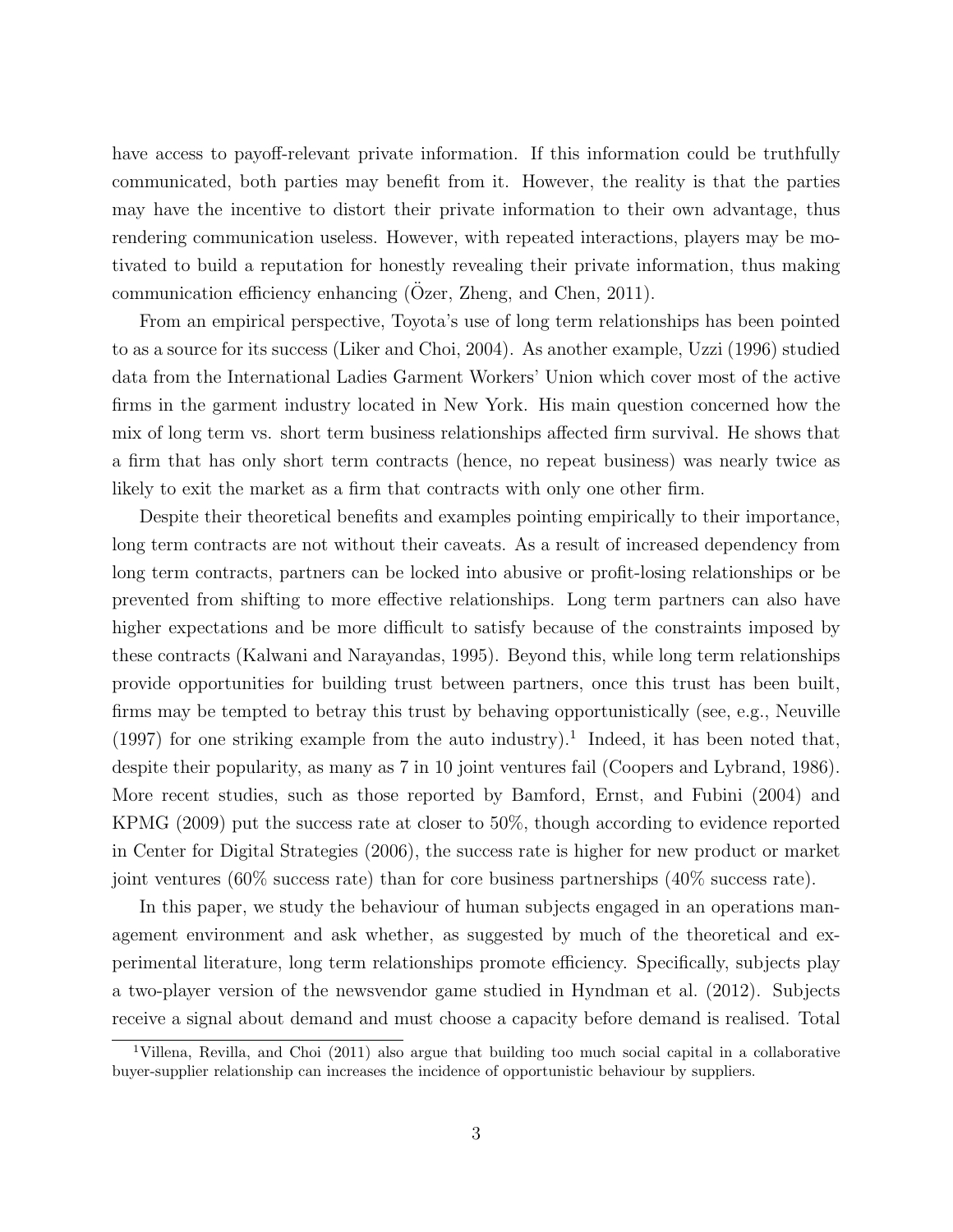have access to payoff-relevant private information. If this information could be truthfully communicated, both parties may benefit from it. However, the reality is that the parties may have the incentive to distort their private information to their own advantage, thus rendering communication useless. However, with repeated interactions, players may be motivated to build a reputation for honestly revealing their private information, thus making communication efficiency enhancing (Özer, Zheng, and Chen, 2011).

From an empirical perspective, Toyota's use of long term relationships has been pointed to as a source for its success (Liker and Choi, 2004). As another example, Uzzi (1996) studied data from the International Ladies Garment Workers' Union which cover most of the active firms in the garment industry located in New York. His main question concerned how the mix of long term vs. short term business relationships affected firm survival. He shows that a firm that has only short term contracts (hence, no repeat business) was nearly twice as likely to exit the market as a firm that contracts with only one other firm.

Despite their theoretical benefits and examples pointing empirically to their importance, long term contracts are not without their caveats. As a result of increased dependency from long term contracts, partners can be locked into abusive or profit-losing relationships or be prevented from shifting to more effective relationships. Long term partners can also have higher expectations and be more difficult to satisfy because of the constraints imposed by these contracts (Kalwani and Narayandas, 1995). Beyond this, while long term relationships provide opportunities for building trust between partners, once this trust has been built, firms may be tempted to betray this trust by behaving opportunistically (see, e.g., Neuville (1997) for one striking example from the auto industry).[1] Indeed, it has been noted that, despite their popularity, as many as 7 in 10 joint ventures fail (Coopers and Lybrand, 1986). More recent studies, such as those reported by Bamford, Ernst, and Fubini (2004) and KPMG (2009) put the success rate at closer to 50%, though according to evidence reported in Center for Digital Strategies (2006), the success rate is higher for new product or market joint ventures (60% success rate) than for core business partnerships (40% success rate).

In this paper, we study the behaviour of human subjects engaged in an operations management environment and ask whether, as suggested by much of the theoretical and experimental literature, long term relationships promote efficiency. Specifically, subjects play a two-player version of the newsvendor game studied in Hyndman et al. (2012). Subjects receive a signal about demand and must choose a capacity before demand is realised. Total

[1] Villena, Revilla, and Choi (2011) also argue that building too much social capital in a collaborative buyer-supplier relationship can increases the incidence of opportunistic behaviour by suppliers.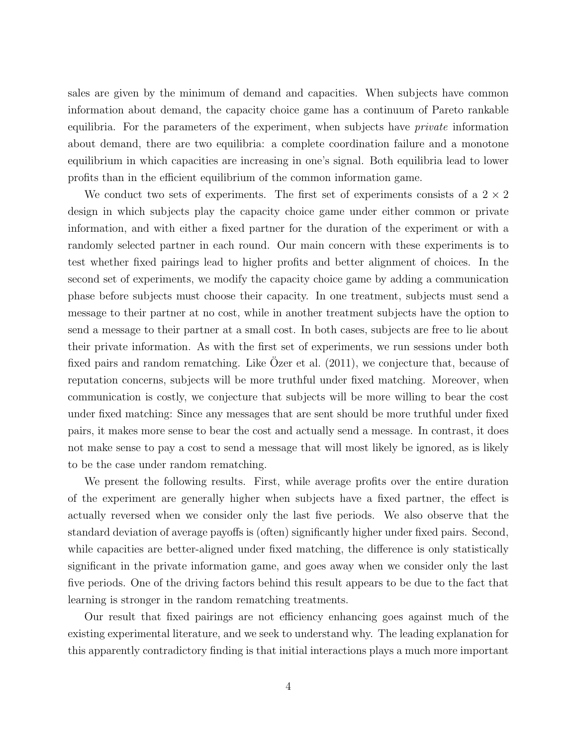sales are given by the minimum of demand and capacities. When subjects have common information about demand, the capacity choice game has a continuum of Pareto rankable equilibria. For the parameters of the experiment, when subjects have *private* information about demand, there are two equilibria: a complete coordination failure and a monotone equilibrium in which capacities are increasing in one's signal. Both equilibria lead to lower profits than in the efficient equilibrium of the common information game.

We conduct two sets of experiments. The first set of experiments consists of a $2 \times 2$ design in which subjects play the capacity choice game under either common or private information, and with either a fixed partner for the duration of the experiment or with a randomly selected partner in each round. Our main concern with these experiments is to test whether fixed pairings lead to higher profits and better alignment of choices. In the second set of experiments, we modify the capacity choice game by adding a communication phase before subjects must choose their capacity. In one treatment, subjects must send a message to their partner at no cost, while in another treatment subjects have the option to send a message to their partner at a small cost. In both cases, subjects are free to lie about their private information. As with the first set of experiments, we run sessions under both fixed pairs and random rematching. Like Özer et al. (2011), we conjecture that, because of reputation concerns, subjects will be more truthful under fixed matching. Moreover, when communication is costly, we conjecture that subjects will be more willing to bear the cost under fixed matching: Since any messages that are sent should be more truthful under fixed pairs, it makes more sense to bear the cost and actually send a message. In contrast, it does not make sense to pay a cost to send a message that will most likely be ignored, as is likely to be the case under random rematching.

We present the following results. First, while average profits over the entire duration of the experiment are generally higher when subjects have a fixed partner, the effect is actually reversed when we consider only the last five periods. We also observe that the standard deviation of average payoffs is (often) significantly higher under fixed pairs. Second, while capacities are better-aligned under fixed matching, the difference is only statistically significant in the private information game, and goes away when we consider only the last five periods. One of the driving factors behind this result appears to be due to the fact that learning is stronger in the random rematching treatments.

Our result that fixed pairings are not efficiency enhancing goes against much of the existing experimental literature, and we seek to understand why. The leading explanation for this apparently contradictory finding is that initial interactions plays a much more important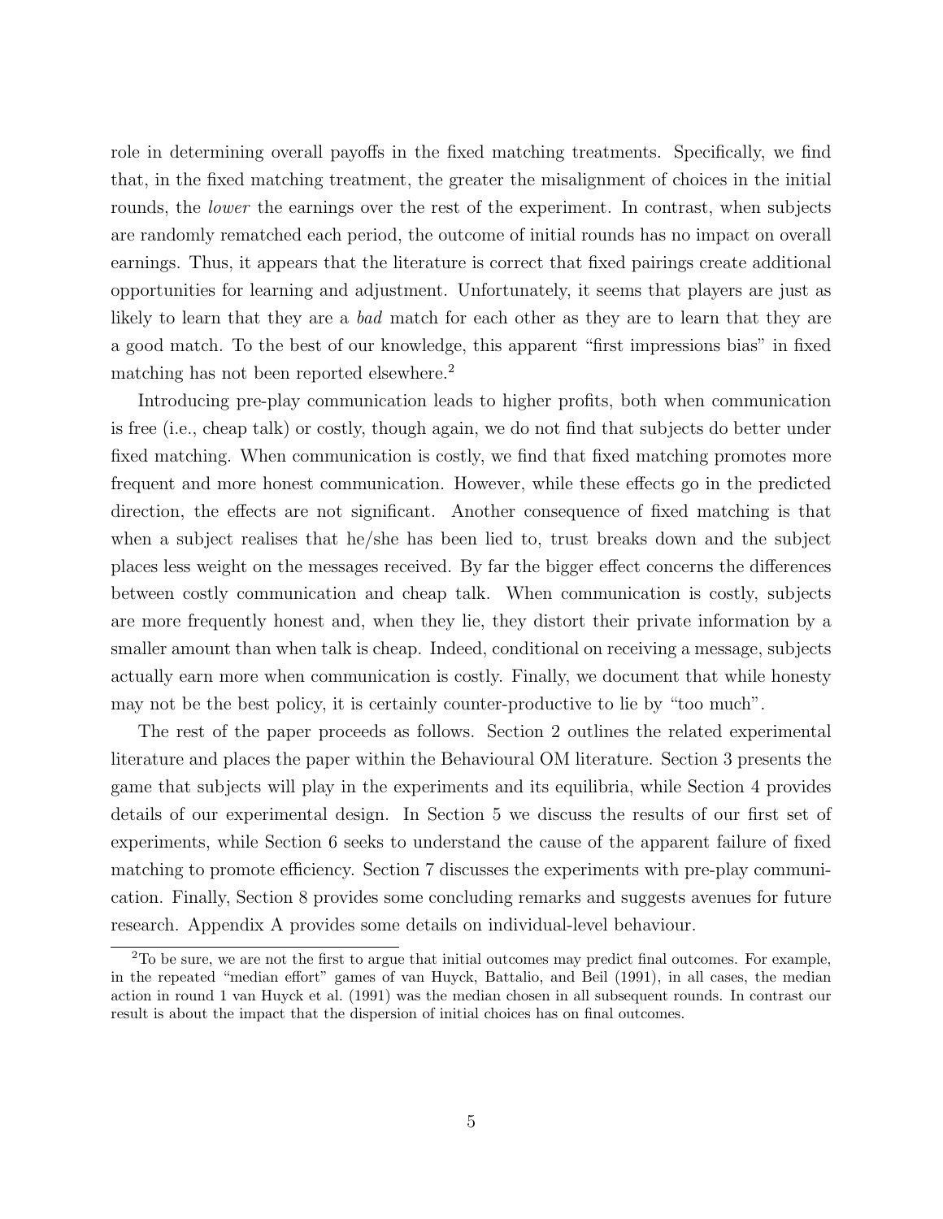role in determining overall payoffs in the fixed matching treatments. Specifically, we find that, in the fixed matching treatment, the greater the misalignment of choices in the initial rounds, the *lower* the earnings over the rest of the experiment. In contrast, when subjects are randomly rematched each period, the outcome of initial rounds has no impact on overall earnings. Thus, it appears that the literature is correct that fixed pairings create additional opportunities for learning and adjustment. Unfortunately, it seems that players are just as likely to learn that they are a *bad* match for each other as they are to learn that they are a good match. To the best of our knowledge, this apparent "first impressions bias" in fixed matching has not been reported elsewhere.[2]

Introducing pre-play communication leads to higher profits, both when communication is free (i.e., cheap talk) or costly, though again, we do not find that subjects do better under fixed matching. When communication is costly, we find that fixed matching promotes more frequent and more honest communication. However, while these effects go in the predicted direction, the effects are not significant. Another consequence of fixed matching is that when a subject realises that he/she has been lied to, trust breaks down and the subject places less weight on the messages received. By far the bigger effect concerns the differences between costly communication and cheap talk. When communication is costly, subjects are more frequently honest and, when they lie, they distort their private information by a smaller amount than when talk is cheap. Indeed, conditional on receiving a message, subjects actually earn more when communication is costly. Finally, we document that while honesty may not be the best policy, it is certainly counter-productive to lie by "too much".

The rest of the paper proceeds as follows. Section 2 outlines the related experimental literature and places the paper within the Behavioural OM literature. Section 3 presents the game that subjects will play in the experiments and its equilibria, while Section 4 provides details of our experimental design. In Section 5 we discuss the results of our first set of experiments, while Section 6 seeks to understand the cause of the apparent failure of fixed matching to promote efficiency. Section 7 discusses the experiments with pre-play communication. Finally, Section 8 provides some concluding remarks and suggests avenues for future research. Appendix A provides some details on individual-level behaviour.

[2] To be sure, we are not the first to argue that initial outcomes may predict final outcomes. For example, in the repeated "median effort" games of van Huyck, Battalio, and Beil (1991), in all cases, the median action in round 1 van Huyck et al. (1991) was the median chosen in all subsequent rounds. In contrast our result is about the impact that the dispersion of initial choices has on final outcomes.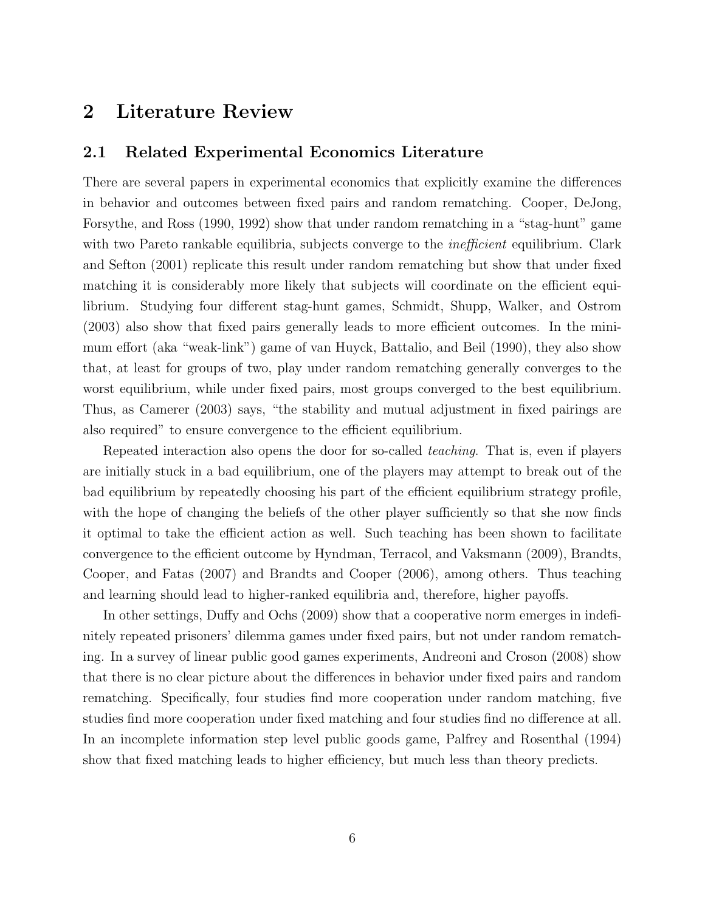# 2 Literature Review

## 2.1 Related Experimental Economics Literature

There are several papers in experimental economics that explicitly examine the differences in behavior and outcomes between fixed pairs and random rematching. Cooper, DeJong, Forsythe, and Ross (1990, 1992) show that under random rematching in a "stag-hunt" game with two Pareto rankable equilibria, subjects converge to the *inefficient* equilibrium. Clark and Sefton (2001) replicate this result under random rematching but show that under fixed matching it is considerably more likely that subjects will coordinate on the efficient equilibrium. Studying four different stag-hunt games, Schmidt, Shupp, Walker, and Ostrom (2003) also show that fixed pairs generally leads to more efficient outcomes. In the minimum effort (aka "weak-link") game of van Huyck, Battalio, and Beil (1990), they also show that, at least for groups of two, play under random rematching generally converges to the worst equilibrium, while under fixed pairs, most groups converged to the best equilibrium. Thus, as Camerer (2003) says, "the stability and mutual adjustment in fixed pairings are also required" to ensure convergence to the efficient equilibrium.

Repeated interaction also opens the door for so-called *teaching*. That is, even if players are initially stuck in a bad equilibrium, one of the players may attempt to break out of the bad equilibrium by repeatedly choosing his part of the efficient equilibrium strategy profile, with the hope of changing the beliefs of the other player sufficiently so that she now finds it optimal to take the efficient action as well. Such teaching has been shown to facilitate convergence to the efficient outcome by Hyndman, Terracol, and Vaksmann (2009), Brandts, Cooper, and Fatas (2007) and Brandts and Cooper (2006), among others. Thus teaching and learning should lead to higher-ranked equilibria and, therefore, higher payoffs.

In other settings, Duffy and Ochs (2009) show that a cooperative norm emerges in indefinitely repeated prisoners' dilemma games under fixed pairs, but not under random rematching. In a survey of linear public good games experiments, Andreoni and Croson (2008) show that there is no clear picture about the differences in behavior under fixed pairs and random rematching. Specifically, four studies find more cooperation under random matching, five studies find more cooperation under fixed matching and four studies find no difference at all. In an incomplete information step level public goods game, Palfrey and Rosenthal (1994) show that fixed matching leads to higher efficiency, but much less than theory predicts.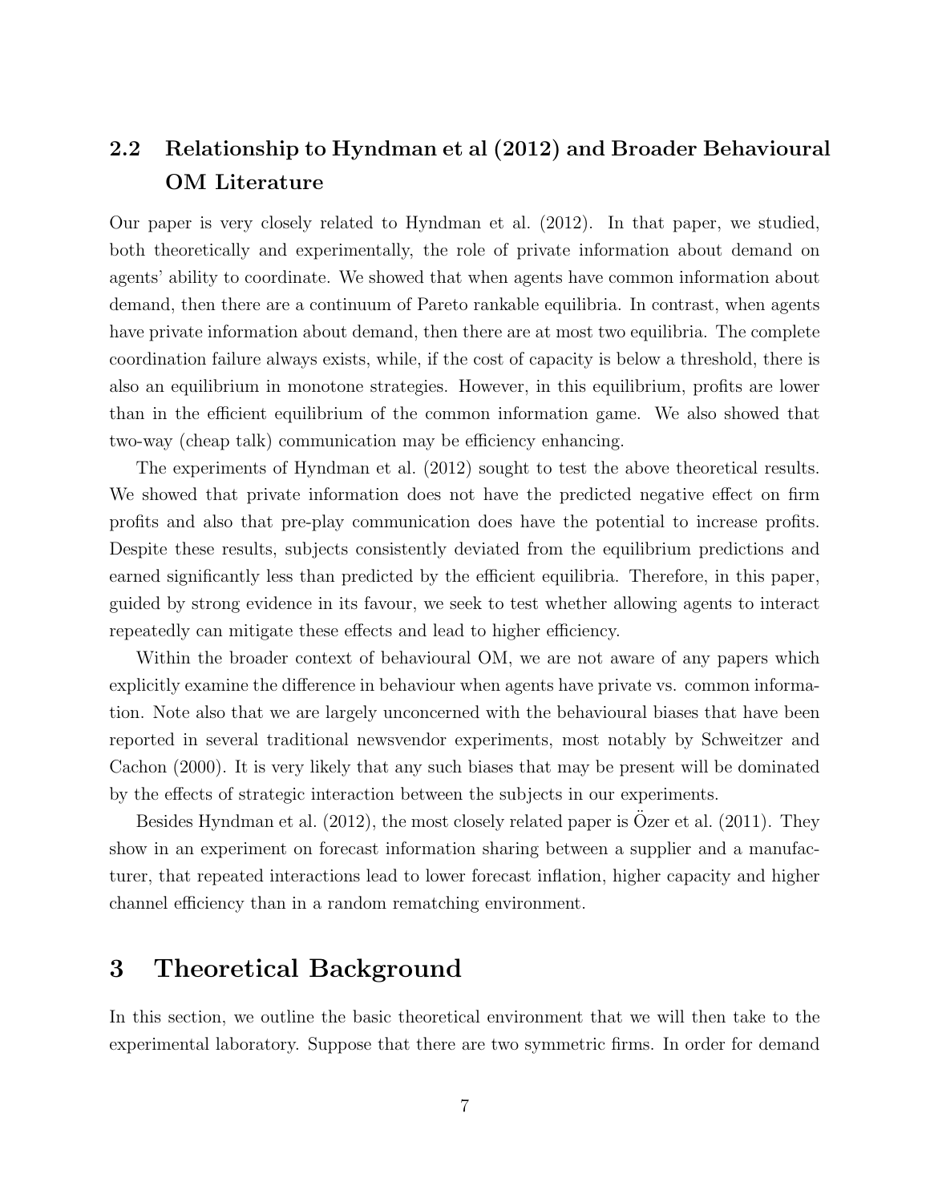## 2.2 Relationship to Hyndman et al (2012) and Broader Behavioural OM Literature

Our paper is very closely related to Hyndman et al. (2012). In that paper, we studied, both theoretically and experimentally, the role of private information about demand on agents' ability to coordinate. We showed that when agents have common information about demand, then there are a continuum of Pareto rankable equilibria. In contrast, when agents have private information about demand, then there are at most two equilibria. The complete coordination failure always exists, while, if the cost of capacity is below a threshold, there is also an equilibrium in monotone strategies. However, in this equilibrium, profits are lower than in the efficient equilibrium of the common information game. We also showed that two-way (cheap talk) communication may be efficiency enhancing.

The experiments of Hyndman et al. (2012) sought to test the above theoretical results. We showed that private information does not have the predicted negative effect on firm profits and also that pre-play communication does have the potential to increase profits. Despite these results, subjects consistently deviated from the equilibrium predictions and earned significantly less than predicted by the efficient equilibria. Therefore, in this paper, guided by strong evidence in its favour, we seek to test whether allowing agents to interact repeatedly can mitigate these effects and lead to higher efficiency.

Within the broader context of behavioural OM, we are not aware of any papers which explicitly examine the difference in behaviour when agents have private vs. common information. Note also that we are largely unconcerned with the behavioural biases that have been reported in several traditional newsvendor experiments, most notably by Schweitzer and Cachon (2000). It is very likely that any such biases that may be present will be dominated by the effects of strategic interaction between the subjects in our experiments.

Besides Hyndman et al. (2012), the most closely related paper is Özer et al. (2011). They show in an experiment on forecast information sharing between a supplier and a manufacturer, that repeated interactions lead to lower forecast inflation, higher capacity and higher channel efficiency than in a random rematching environment.

# 3 Theoretical Background

In this section, we outline the basic theoretical environment that we will then take to the experimental laboratory. Suppose that there are two symmetric firms. In order for demand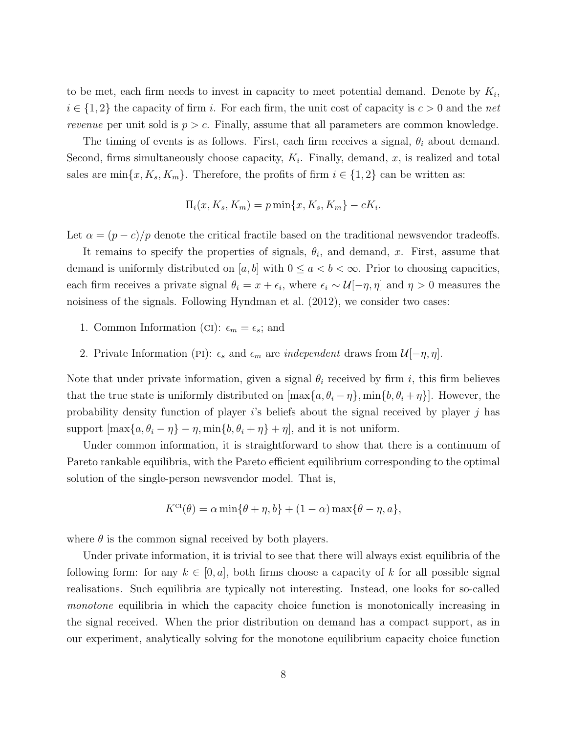to be met, each firm needs to invest in capacity to meet potential demand. Denote by $K_i$, $i \in \{1, 2\}$ the capacity of firm $i$. For each firm, the unit cost of capacity is $c > 0$ and the *net revenue* per unit sold is $p > c$. Finally, assume that all parameters are common knowledge.

The timing of events is as follows. First, each firm receives a signal, $\theta_i$ about demand. Second, firms simultaneously choose capacity, $K_i$. Finally, demand, $x$, is realized and total sales are $\min\{x, K_s, K_m\}$. Therefore, the profits of firm $i \in \{1, 2\}$ can be written as:

$$\Pi_i(x, K_s, K_m) = p \min\{x, K_s, K_m\} - cK_i.$$

Let $\alpha = (p - c)/p$ denote the critical fractile based on the traditional newsvendor tradeoffs.

It remains to specify the properties of signals, $\theta_i$, and demand, $x$. First, assume that demand is uniformly distributed on $[a, b]$ with $0 \leq a < b < \infty$. Prior to choosing capacities, each firm receives a private signal $\theta_i = x + \epsilon_i$, where $\epsilon_i \sim \mathcal{U}[-\eta, \eta]$ and $\eta > 0$ measures the noisiness of the signals. Following Hyndman et al. (2012), we consider two cases:

1. Common Information (CI): $\epsilon_m = \epsilon_s$; and
2. Private Information (PI): $\epsilon_s$ and $\epsilon_m$ are *independent* draws from $\mathcal{U}[-\eta, \eta]$.

Note that under private information, given a signal $\theta_i$ received by firm $i$, this firm believes that the true state is uniformly distributed on $[\max\{a, \theta_i - \eta\}, \min\{b, \theta_i + \eta\}]$. However, the probability density function of player $i$'s beliefs about the signal received by player $j$ has support $[\max\{a, \theta_i - \eta\} - \eta, \min\{b, \theta_i + \eta\} + \eta]$, and it is not uniform.

Under common information, it is straightforward to show that there is a continuum of Pareto rankable equilibria, with the Pareto efficient equilibrium corresponding to the optimal solution of the single-person newsvendor model. That is,

$$K^{\text{CI}}(\theta) = \alpha \min\{\theta + \eta, b\} + (1 - \alpha) \max\{\theta - \eta, a\},$$

where $\theta$ is the common signal received by both players.

Under private information, it is trivial to see that there will always exist equilibria of the following form: for any $k \in [0, a]$, both firms choose a capacity of $k$ for all possible signal realisations. Such equilibria are typically not interesting. Instead, one looks for so-called *monotone* equilibria in which the capacity choice function is monotonically increasing in the signal received. When the prior distribution on demand has a compact support, as in our experiment, analytically solving for the monotone equilibrium capacity choice function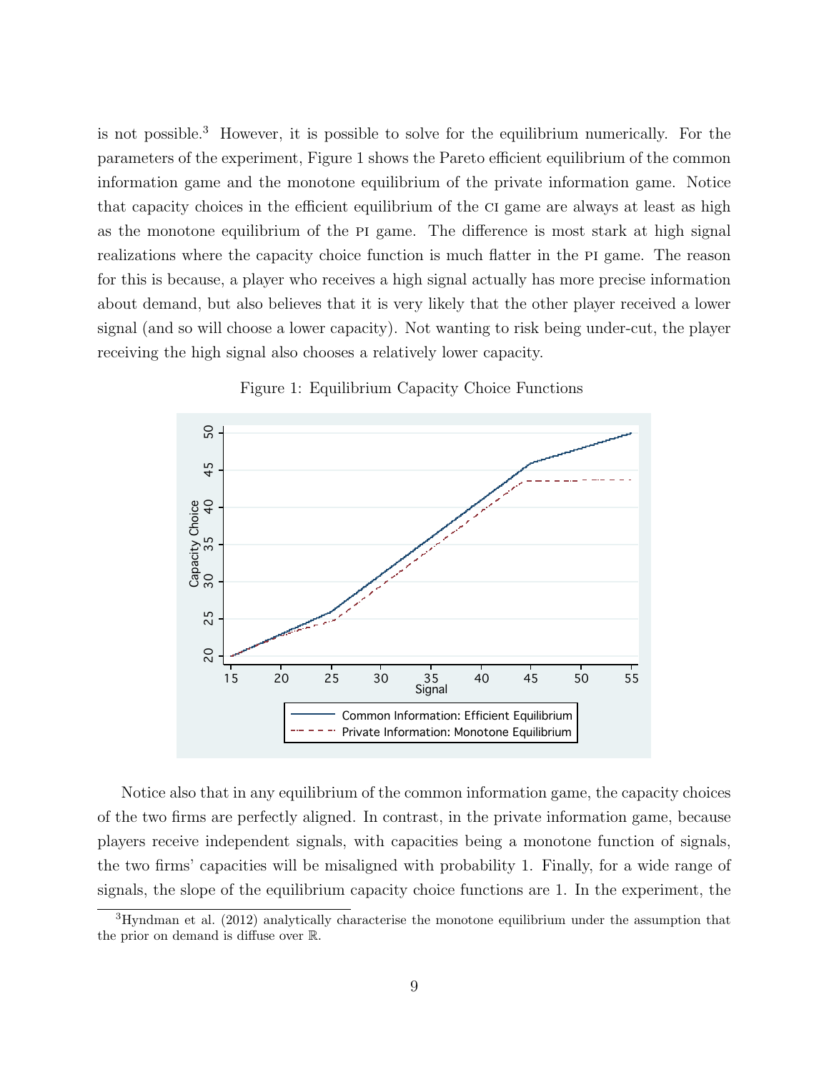is not possible.[3] However, it is possible to solve for the equilibrium numerically. For the parameters of the experiment, Figure 1 shows the Pareto efficient equilibrium of the common information game and the monotone equilibrium of the private information game. Notice that capacity choices in the efficient equilibrium of the CI game are always at least as high as the monotone equilibrium of the PI game. The difference is most stark at high signal realizations where the capacity choice function is much flatter in the PI game. The reason for this is because, a player who receives a high signal actually has more precise information about demand, but also believes that it is very likely that the other player received a lower signal (and so will choose a lower capacity). Not wanting to risk being under-cut, the player receiving the high signal also chooses a relatively lower capacity.

Figure 1: Equilibrium Capacity Choice Functions

Notice also that in any equilibrium of the common information game, the capacity choices of the two firms are perfectly aligned. In contrast, in the private information game, because players receive independent signals, with capacities being a monotone function of signals, the two firms' capacities will be misaligned with probability 1. Finally, for a wide range of signals, the slope of the equilibrium capacity choice functions are 1. In the experiment, the

[3] Hyndman et al. (2012) analytically characterise the monotone equilibrium under the assumption that the prior on demand is diffuse over $\mathbb{R}$.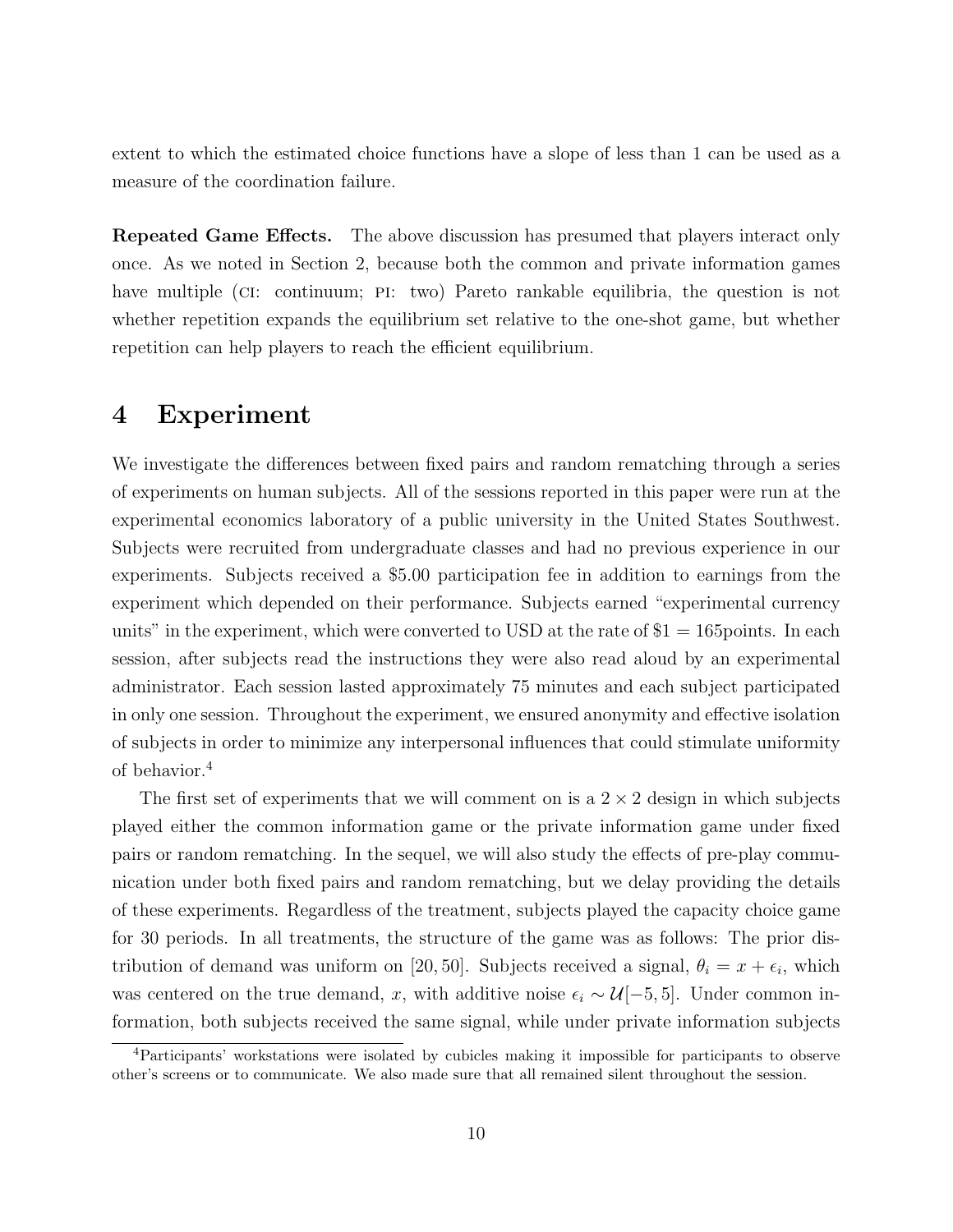extent to which the estimated choice functions have a slope of less than 1 can be used as a measure of the coordination failure.

**Repeated Game Effects.** The above discussion has presumed that players interact only once. As we noted in Section 2, because both the common and private information games have multiple (CI: continuum; PI: two) Pareto rankable equilibria, the question is not whether repetition expands the equilibrium set relative to the one-shot game, but whether repetition can help players to reach the efficient equilibrium.

# 4 Experiment

We investigate the differences between fixed pairs and random rematching through a series of experiments on human subjects. All of the sessions reported in this paper were run at the experimental economics laboratory of a public university in the United States Southwest. Subjects were recruited from undergraduate classes and had no previous experience in our experiments. Subjects received a \$5.00 participation fee in addition to earnings from the experiment which depended on their performance. Subjects earned "experimental currency units" in the experiment, which were converted to USD at the rate of \$1 = 165points. In each session, after subjects read the instructions they were also read aloud by an experimental administrator. Each session lasted approximately 75 minutes and each subject participated in only one session. Throughout the experiment, we ensured anonymity and effective isolation of subjects in order to minimize any interpersonal influences that could stimulate uniformity of behavior.[4]

The first set of experiments that we will comment on is a $2 \times 2$ design in which subjects played either the common information game or the private information game under fixed pairs or random rematching. In the sequel, we will also study the effects of pre-play communication under both fixed pairs and random rematching, but we delay providing the details of these experiments. Regardless of the treatment, subjects played the capacity choice game for 30 periods. In all treatments, the structure of the game was as follows: The prior distribution of demand was uniform on $[20, 50]$. Subjects received a signal, $\theta_i = x + \epsilon_i$, which was centered on the true demand, $x$, with additive noise $\epsilon_i \sim \mathcal{U}[-5, 5]$. Under common information, both subjects received the same signal, while under private information subjects

[4] Participants' workstations were isolated by cubicles making it impossible for participants to observe other's screens or to communicate. We also made sure that all remained silent throughout the session.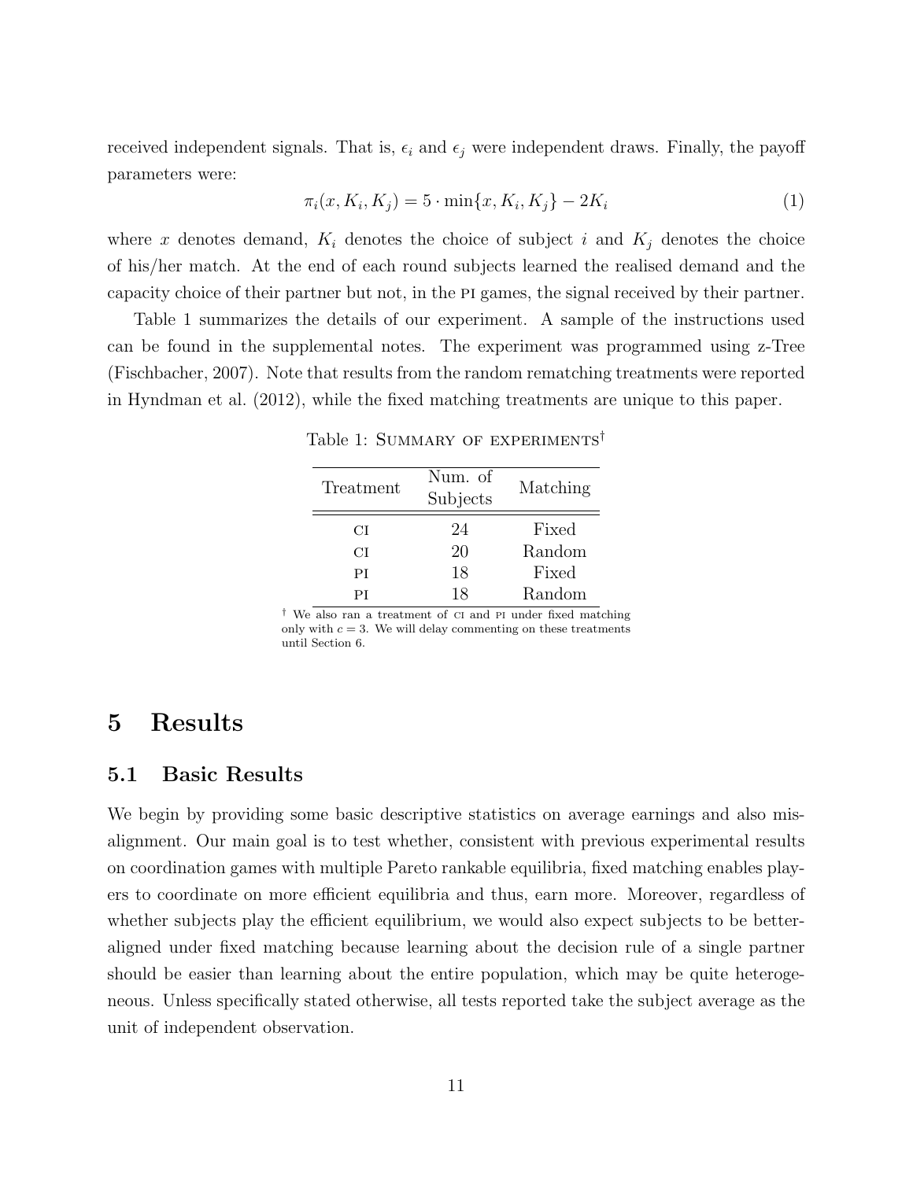received independent signals. That is, $\epsilon_i$ and $\epsilon_j$ were independent draws. Finally, the payoff parameters were:

$$\pi_i(x, K_i, K_j) = 5 \cdot \min\{x, K_i, K_j\} - 2K_i \tag{1}$$

where $x$ denotes demand, $K_i$ denotes the choice of subject $i$ and $K_j$ denotes the choice of his/her match. At the end of each round subjects learned the realised demand and the capacity choice of their partner but not, in the PI games, the signal received by their partner.

Table 1 summarizes the details of our experiment. A sample of the instructions used can be found in the supplemental notes. The experiment was programmed using z-Tree (Fischbacher, 2007). Note that results from the random rematching treatments were reported in Hyndman et al. (2012), while the fixed matching treatments are unique to this paper.

Table 1: SUMMARY OF EXPERIMENTS[†]

| Treatment | Num. of Subjects | Matching |
|---|---|---|
| CI | 24 | Fixed |
| CI | 20 | Random |
| PI | 18 | Fixed |
| PI | 18 | Random |

[†] We also ran a treatment of CI and PI under fixed matching only with $c = 3$. We will delay commenting on these treatments until Section 6.

# 5 Results

## 5.1 Basic Results

We begin by providing some basic descriptive statistics on average earnings and also misalignment. Our main goal is to test whether, consistent with previous experimental results on coordination games with multiple Pareto rankable equilibria, fixed matching enables players to coordinate on more efficient equilibria and thus, earn more. Moreover, regardless of whether subjects play the efficient equilibrium, we would also expect subjects to be better-aligned under fixed matching because learning about the decision rule of a single partner should be easier than learning about the entire population, which may be quite heterogeneous. Unless specifically stated otherwise, all tests reported take the subject average as the unit of independent observation.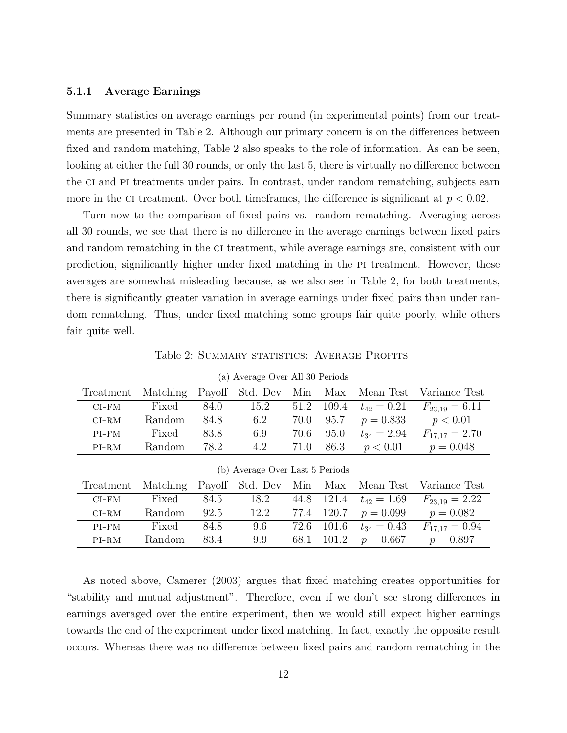#### 5.1.1 Average Earnings

Summary statistics on average earnings per round (in experimental points) from our treatments are presented in Table 2. Although our primary concern is on the differences between fixed and random matching, Table 2 also speaks to the role of information. As can be seen, looking at either the full 30 rounds, or only the last 5, there is virtually no difference between the CI and PI treatments under pairs. In contrast, under random rematching, subjects earn more in the CI treatment. Over both timeframes, the difference is significant at $p < 0.02$.

Turn now to the comparison of fixed pairs vs. random rematching. Averaging across all 30 rounds, we see that there is no difference in the average earnings between fixed pairs and random rematching in the CI treatment, while average earnings are, consistent with our prediction, significantly higher under fixed matching in the PI treatment. However, these averages are somewhat misleading because, as we also see in Table 2, for both treatments, there is significantly greater variation in average earnings under fixed pairs than under random rematching. Thus, under fixed matching some groups fair quite poorly, while others fair quite well.

Table 2: Summary statistics: Average Profits

(a) Average Over All 30 Periods

| Treatment | Matching | Payoff | Std. Dev | Min | Max | Mean Test | Variance Test |
|---|---|---|---|---|---|---|---|
| CI-FM | Fixed | 84.0 | 15.2 | 51.2 | 109.4 | $t_{42} = 0.21$ | $F_{23,19} = 6.11$ |
| CI-RM | Random | 84.8 | 6.2 | 70.0 | 95.7 | $p = 0.833$ | $p < 0.01$ |
| PI-FM | Fixed | 83.8 | 6.9 | 70.6 | 95.0 | $t_{34} = 2.94$ | $F_{17,17} = 2.70$ |
| PI-RM | Random | 78.2 | 4.2 | 71.0 | 86.3 | $p < 0.01$ | $p = 0.048$ |

(b) Average Over Last 5 Periods

| Treatment | Matching | Payoff | Std. Dev | Min | Max | Mean Test | Variance Test |
|---|---|---|---|---|---|---|---|
| CI-FM | Fixed | 84.5 | 18.2 | 44.8 | 121.4 | $t_{42} = 1.69$ | $F_{23,19} = 2.22$ |
| CI-RM | Random | 92.5 | 12.2 | 77.4 | 120.7 | $p = 0.099$ | $p = 0.082$ |
| PI-FM | Fixed | 84.8 | 9.6 | 72.6 | 101.6 | $t_{34} = 0.43$ | $F_{17,17} = 0.94$ |
| PI-RM | Random | 83.4 | 9.9 | 68.1 | 101.2 | $p = 0.667$ | $p = 0.897$ |

As noted above, Camerer (2003) argues that fixed matching creates opportunities for "stability and mutual adjustment". Therefore, even if we don't see strong differences in earnings averaged over the entire experiment, then we would still expect higher earnings towards the end of the experiment under fixed matching. In fact, exactly the opposite result occurs. Whereas there was no difference between fixed pairs and random rematching in the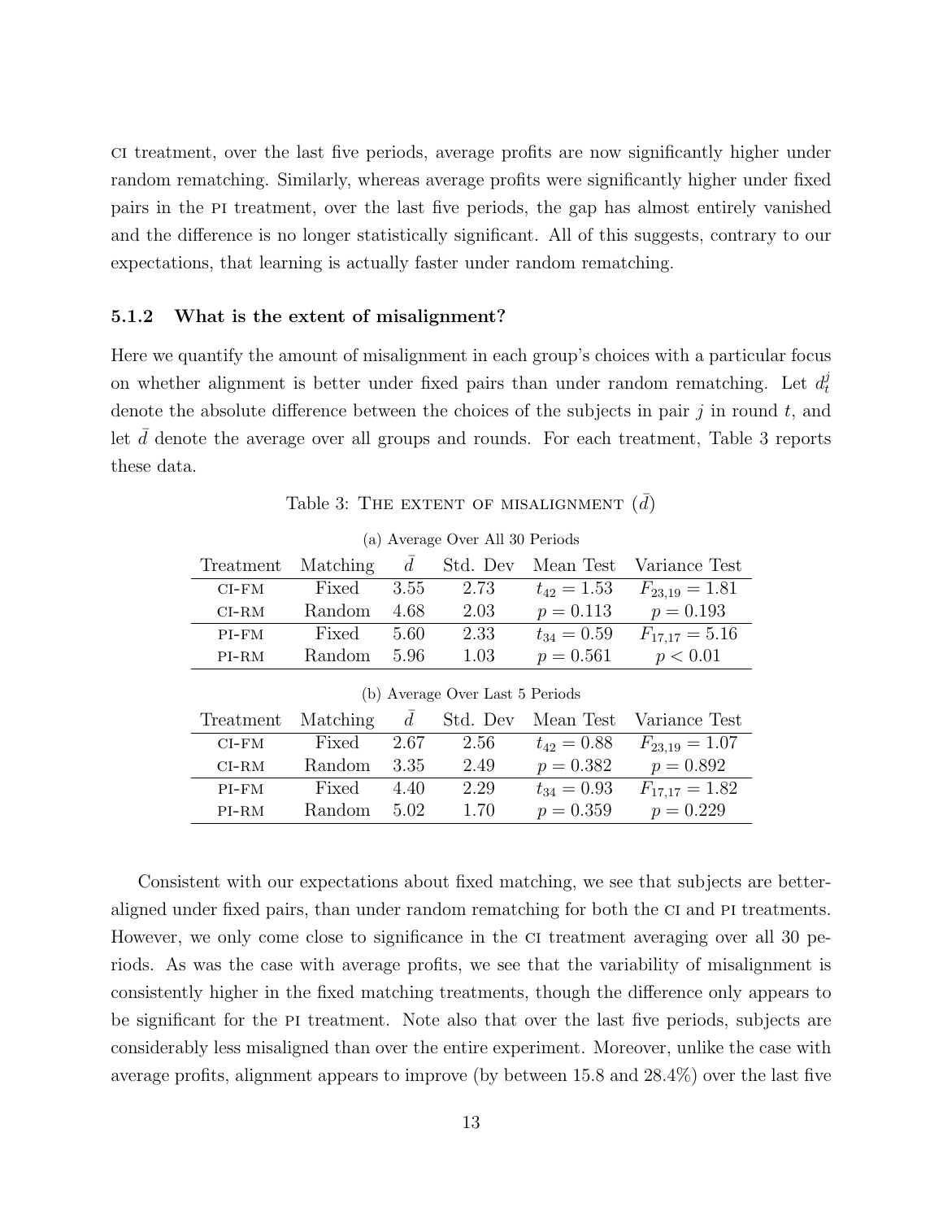CI treatment, over the last five periods, average profits are now significantly higher under random rematching. Similarly, whereas average profits were significantly higher under fixed pairs in the PI treatment, over the last five periods, the gap has almost entirely vanished and the difference is no longer statistically significant. All of this suggests, contrary to our expectations, that learning is actually faster under random rematching.

### 5.1.2 What is the extent of misalignment?

Here we quantify the amount of misalignment in each group's choices with a particular focus on whether alignment is better under fixed pairs than under random rematching. Let $d_t^j$ denote the absolute difference between the choices of the subjects in pair $j$ in round $t$, and let $\bar{d}$ denote the average over all groups and rounds. For each treatment, Table 3 reports these data.

Table 3: THE EXTENT OF MISALIGNMENT ($\bar{d}$)

(a) Average Over All 30 Periods

| Treatment | Matching | $\bar{d}$ | Std. Dev | Mean Test | Variance Test |
|---|---|---|---|---|---|
| CI-FM | Fixed | 3.55 | 2.73 | $t_{42} = 1.53$ | $F_{23,19} = 1.81$ |
| CI-RM | Random | 4.68 | 2.03 | $p = 0.113$ | $p = 0.193$ |
| PI-FM | Fixed | 5.60 | 2.33 | $t_{34} = 0.59$ | $F_{17,17} = 5.16$ |
| PI-RM | Random | 5.96 | 1.03 | $p = 0.561$ | $p < 0.01$ |

(b) Average Over Last 5 Periods

| Treatment | Matching | $\bar{d}$ | Std. Dev | Mean Test | Variance Test |
|---|---|---|---|---|---|
| CI-FM | Fixed | 2.67 | 2.56 | $t_{42} = 0.88$ | $F_{23,19} = 1.07$ |
| CI-RM | Random | 3.35 | 2.49 | $p = 0.382$ | $p = 0.892$ |
| PI-FM | Fixed | 4.40 | 2.29 | $t_{34} = 0.93$ | $F_{17,17} = 1.82$ |
| PI-RM | Random | 5.02 | 1.70 | $p = 0.359$ | $p = 0.229$ |

Consistent with our expectations about fixed matching, we see that subjects are better-aligned under fixed pairs, than under random rematching for both the CI and PI treatments. However, we only come close to significance in the CI treatment averaging over all 30 periods. As was the case with average profits, we see that the variability of misalignment is consistently higher in the fixed matching treatments, though the difference only appears to be significant for the PI treatment. Note also that over the last five periods, subjects are considerably less misaligned than over the entire experiment. Moreover, unlike the case with average profits, alignment appears to improve (by between 15.8 and 28.4%) over the last five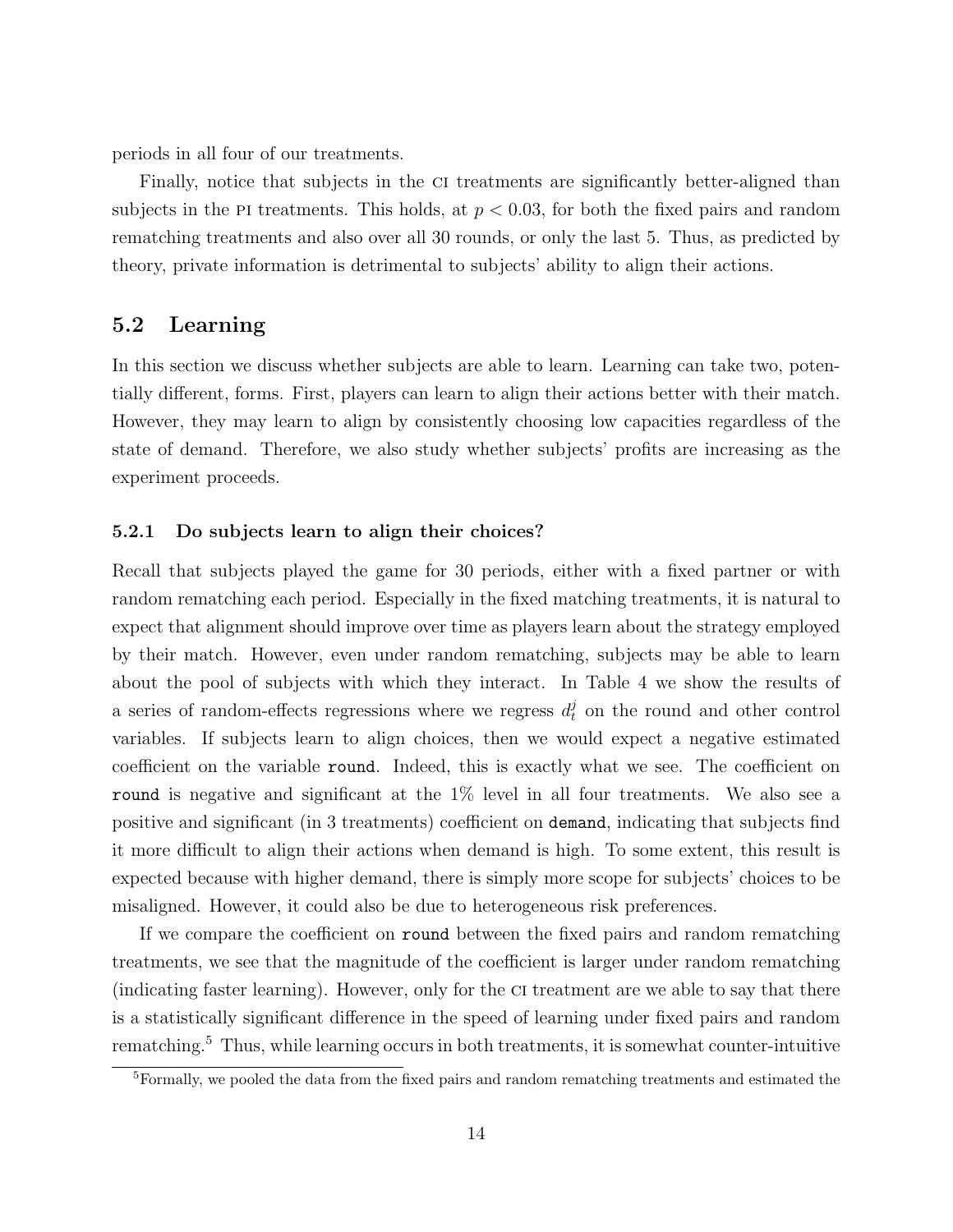periods in all four of our treatments.

Finally, notice that subjects in the CI treatments are significantly better-aligned than subjects in the PI treatments. This holds, at $p < 0.03$, for both the fixed pairs and random rematching treatments and also over all 30 rounds, or only the last 5. Thus, as predicted by theory, private information is detrimental to subjects' ability to align their actions.

## 5.2 Learning

In this section we discuss whether subjects are able to learn. Learning can take two, potentially different, forms. First, players can learn to align their actions better with their match. However, they may learn to align by consistently choosing low capacities regardless of the state of demand. Therefore, we also study whether subjects' profits are increasing as the experiment proceeds.

### 5.2.1 Do subjects learn to align their choices?

Recall that subjects played the game for 30 periods, either with a fixed partner or with random rematching each period. Especially in the fixed matching treatments, it is natural to expect that alignment should improve over time as players learn about the strategy employed by their match. However, even under random rematching, subjects may be able to learn about the pool of subjects with which they interact. In Table 4 we show the results of a series of random-effects regressions where we regress $d_t^j$ on the round and other control variables. If subjects learn to align choices, then we would expect a negative estimated coefficient on the variable `round`. Indeed, this is exactly what we see. The coefficient on `round` is negative and significant at the 1% level in all four treatments. We also see a positive and significant (in 3 treatments) coefficient on `demand`, indicating that subjects find it more difficult to align their actions when demand is high. To some extent, this result is expected because with higher demand, there is simply more scope for subjects' choices to be misaligned. However, it could also be due to heterogeneous risk preferences.

If we compare the coefficient on `round` between the fixed pairs and random rematching treatments, we see that the magnitude of the coefficient is larger under random rematching (indicating faster learning). However, only for the CI treatment are we able to say that there is a statistically significant difference in the speed of learning under fixed pairs and random rematching.[5] Thus, while learning occurs in both treatments, it is somewhat counter-intuitive

[5] Formally, we pooled the data from the fixed pairs and random rematching treatments and estimated the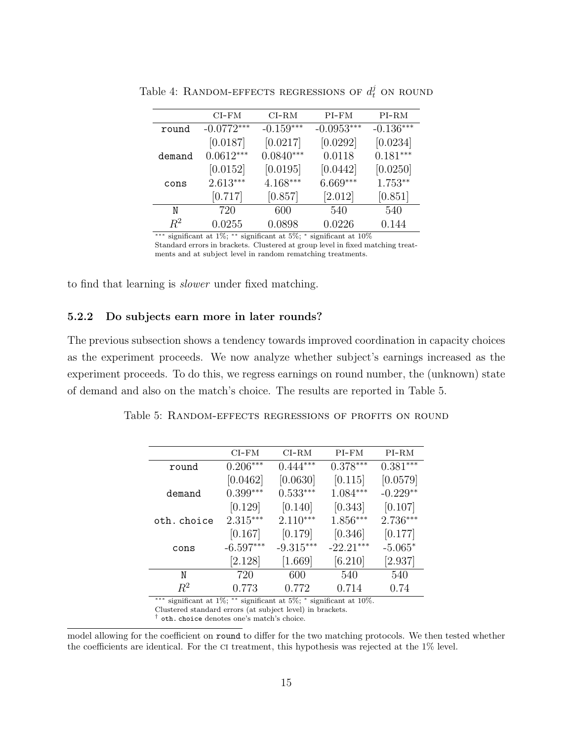Table 4: RANDOM-EFFECTS REGRESSIONS OF $d_t^j$ ON ROUND

| | CI-FM | CI-RM | PI-FM | PI-RM |
|---|---|---|---|---|
| round | -0.0772*** | -0.159*** | -0.0953*** | -0.136*** |
| | [0.0187] | [0.0217] | [0.0292] | [0.0234] |
| demand | 0.0612*** | 0.0840*** | 0.0118 | 0.181*** |
| | [0.0152] | [0.0195] | [0.0442] | [0.0250] |
| cons | 2.613*** | 4.168*** | 6.669*** | 1.753** |
| | [0.717] | [0.857] | [2.012] | [0.851] |
| N | 720 | 600 | 540 | 540 |
| $R^2$ | 0.0255 | 0.0898 | 0.0226 | 0.144 |

*** significant at 1%; ** significant at 5%; * significant at 10%
Standard errors in brackets. Clustered at group level in fixed matching treatments and at subject level in random rematching treatments.

to find that learning is *slower* under fixed matching.

### 5.2.2 Do subjects earn more in later rounds?

The previous subsection shows a tendency towards improved coordination in capacity choices as the experiment proceeds. We now analyze whether subject's earnings increased as the experiment proceeds. To do this, we regress earnings on round number, the (unknown) state of demand and also on the match's choice. The results are reported in Table 5.

Table 5: RANDOM-EFFECTS REGRESSIONS OF PROFITS ON ROUND

| | CI-FM | CI-RM | PI-FM | PI-RM |
|---|---|---|---|---|
| round | 0.206*** | 0.444*** | 0.378*** | 0.381*** |
| | [0.0462] | [0.0630] | [0.115] | [0.0579] |
| demand | 0.399*** | 0.533*** | 1.084*** | -0.229** |
| | [0.129] | [0.140] | [0.343] | [0.107] |
| oth. choice | 2.315*** | 2.110*** | 1.856*** | 2.736*** |
| | [0.167] | [0.179] | [0.346] | [0.177] |
| cons | -6.597*** | -9.315*** | -22.21*** | -5.065* |
| | [2.128] | [1.669] | [6.210] | [2.937] |
| N | 720 | 600 | 540 | 540 |
| $R^2$ | 0.773 | 0.772 | 0.714 | 0.74 |

*** significant at 1%; ** significant at 5%; * significant at 10%.
Clustered standard errors (at subject level) in brackets.
† oth. choice denotes one's match's choice.

model allowing for the coefficient on round to differ for the two matching protocols. We then tested whether the coefficients are identical. For the CI treatment, this hypothesis was rejected at the 1% level.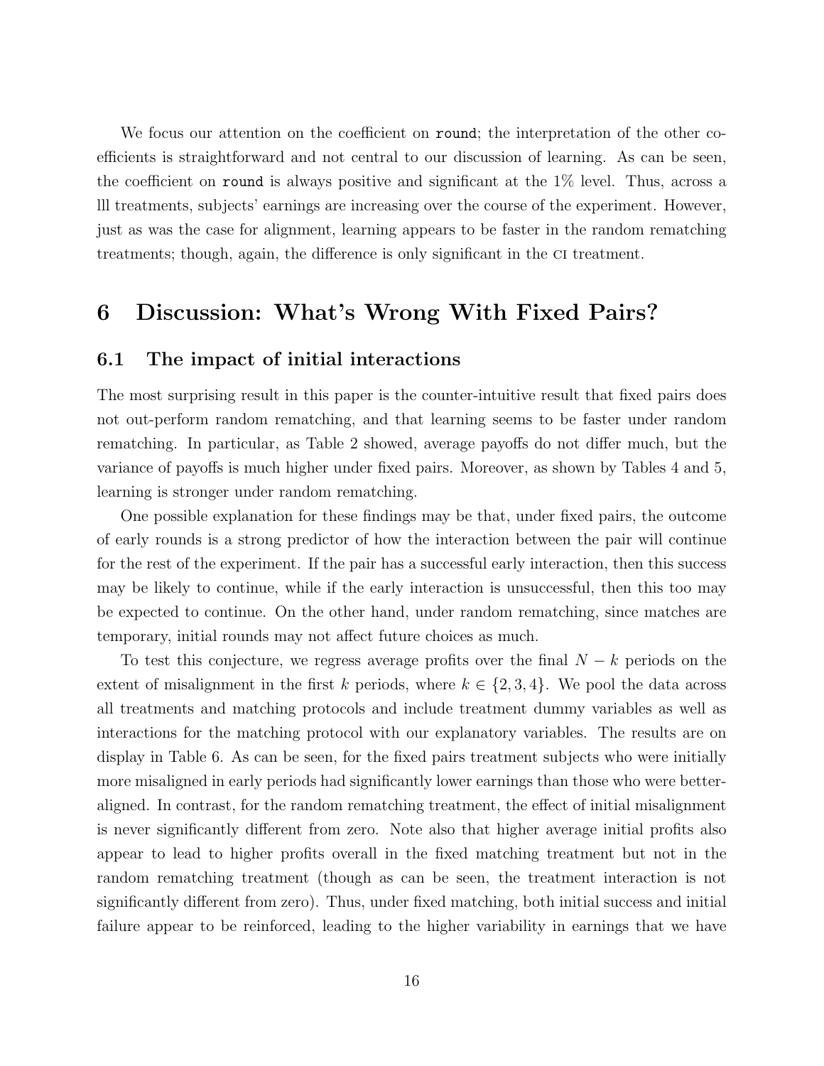We focus our attention on the coefficient on `round`; the interpretation of the other coefficients is straightforward and not central to our discussion of learning. As can be seen, the coefficient on `round` is always positive and significant at the 1% level. Thus, across a lll treatments, subjects' earnings are increasing over the course of the experiment. However, just as was the case for alignment, learning appears to be faster in the random rematching treatments; though, again, the difference is only significant in the CI treatment.

# 6 Discussion: What's Wrong With Fixed Pairs?

## 6.1 The impact of initial interactions

The most surprising result in this paper is the counter-intuitive result that fixed pairs does not out-perform random rematching, and that learning seems to be faster under random rematching. In particular, as Table 2 showed, average payoffs do not differ much, but the variance of payoffs is much higher under fixed pairs. Moreover, as shown by Tables 4 and 5, learning is stronger under random rematching.

One possible explanation for these findings may be that, under fixed pairs, the outcome of early rounds is a strong predictor of how the interaction between the pair will continue for the rest of the experiment. If the pair has a successful early interaction, then this success may be likely to continue, while if the early interaction is unsuccessful, then this too may be expected to continue. On the other hand, under random rematching, since matches are temporary, initial rounds may not affect future choices as much.

To test this conjecture, we regress average profits over the final $N - k$ periods on the extent of misalignment in the first $k$ periods, where $k \in \{2, 3, 4\}$. We pool the data across all treatments and matching protocols and include treatment dummy variables as well as interactions for the matching protocol with our explanatory variables. The results are on display in Table 6. As can be seen, for the fixed pairs treatment subjects who were initially more misaligned in early periods had significantly lower earnings than those who were better-aligned. In contrast, for the random rematching treatment, the effect of initial misalignment is never significantly different from zero. Note also that higher average initial profits also appear to lead to higher profits overall in the fixed matching treatment but not in the random rematching treatment (though as can be seen, the treatment interaction is not significantly different from zero). Thus, under fixed matching, both initial success and initial failure appear to be reinforced, leading to the higher variability in earnings that we have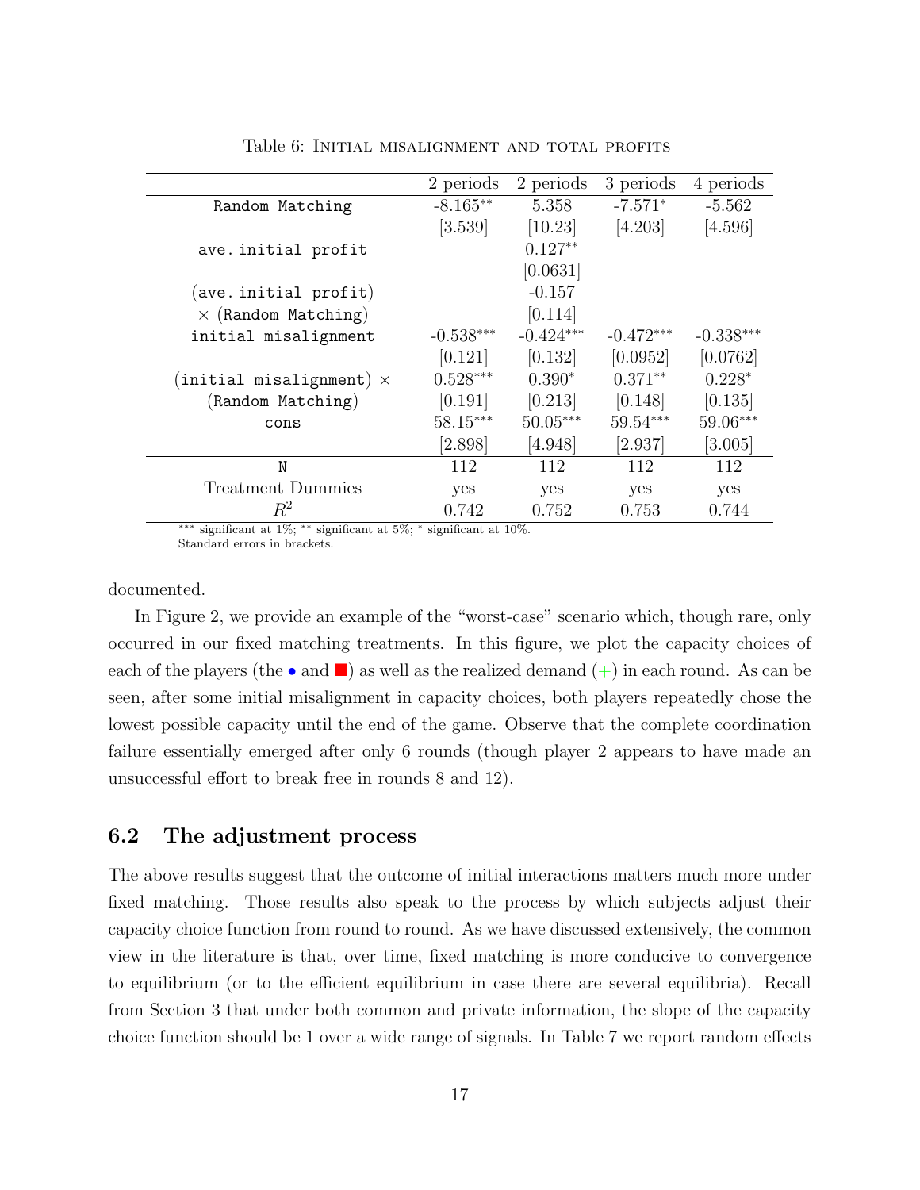Table 6: Initial misalignment and total profits

| | 2 periods | 2 periods | 3 periods | 4 periods |
|---|---|---|---|---|
| Random Matching | -8.165** | 5.358 | -7.571* | -5.562 |
| | [3.539] | [10.23] | [4.203] | [4.596] |
| ave. initial profit | | 0.127** | | |
| | | [0.0631] | | |
| (ave. initial profit) × (Random Matching) | | -0.157 | | |
| | | [0.114] | | |
| initial misalignment | -0.538*** | -0.424*** | -0.472*** | -0.338*** |
| | [0.121] | [0.132] | [0.0952] | [0.0762] |
| (initial misalignment) × (Random Matching) | 0.528*** | 0.390* | 0.371** | 0.228* |
| | [0.191] | [0.213] | [0.148] | [0.135] |
| cons | 58.15*** | 50.05*** | 59.54*** | 59.06*** |
| | [2.898] | [4.948] | [2.937] | [3.005] |
| N | 112 | 112 | 112 | 112 |
| Treatment Dummies | yes | yes | yes | yes |
| $R^2$ | 0.742 | 0.752 | 0.753 | 0.744 |

*** significant at 1%; ** significant at 5%; * significant at 10%.
Standard errors in brackets.

documented.

In Figure 2, we provide an example of the "worst-case" scenario which, though rare, only occurred in our fixed matching treatments. In this figure, we plot the capacity choices of each of the players (the • and ■) as well as the realized demand (+) in each round. As can be seen, after some initial misalignment in capacity choices, both players repeatedly chose the lowest possible capacity until the end of the game. Observe that the complete coordination failure essentially emerged after only 6 rounds (though player 2 appears to have made an unsuccessful effort to break free in rounds 8 and 12).

## 6.2 The adjustment process

The above results suggest that the outcome of initial interactions matters much more under fixed matching. Those results also speak to the process by which subjects adjust their capacity choice function from round to round. As we have discussed extensively, the common view in the literature is that, over time, fixed matching is more conducive to convergence to equilibrium (or to the efficient equilibrium in case there are several equilibria). Recall from Section 3 that under both common and private information, the slope of the capacity choice function should be 1 over a wide range of signals. In Table 7 we report random effects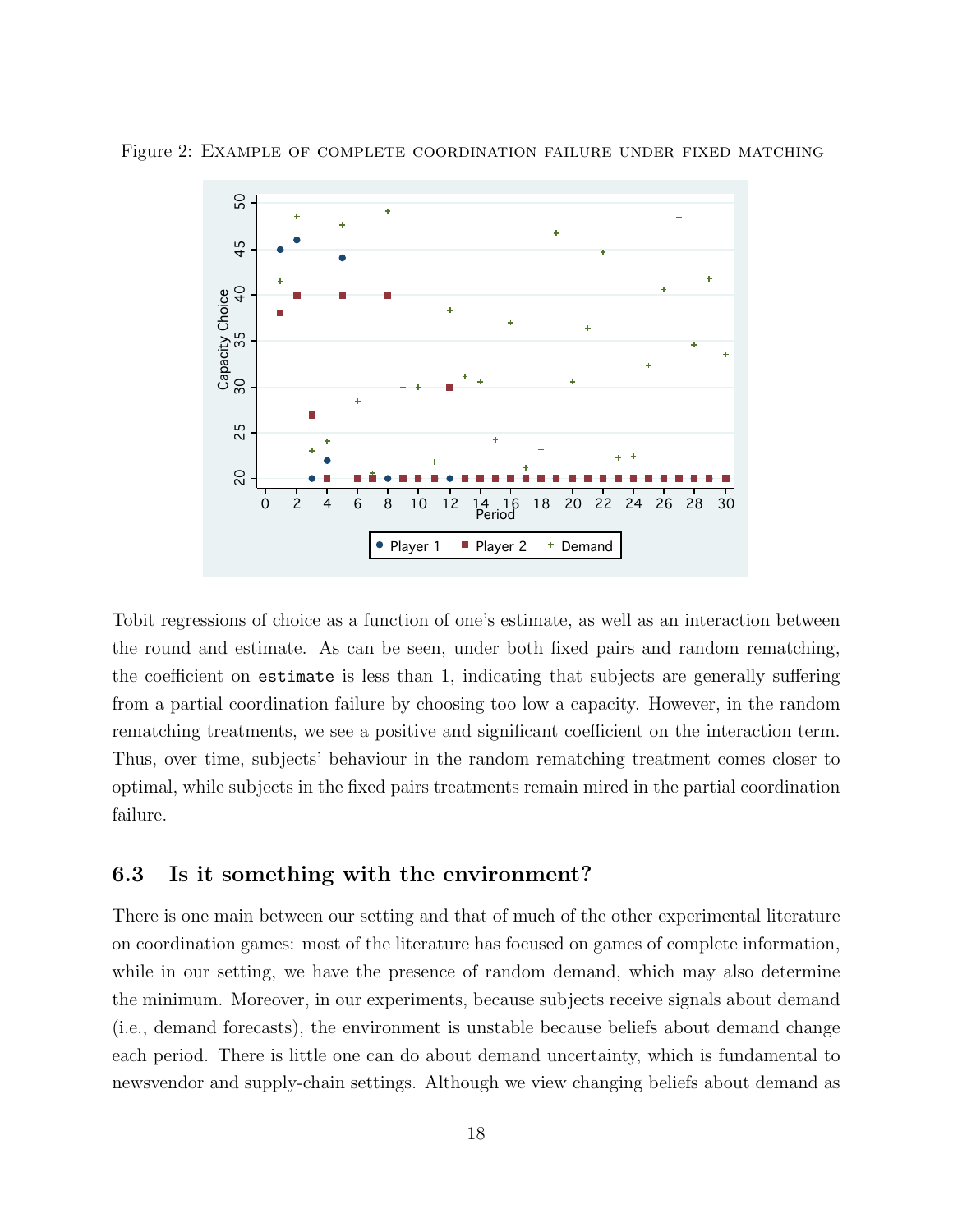Figure 2: Example of complete coordination failure under fixed matching

Tobit regressions of choice as a function of one's estimate, as well as an interaction between the round and estimate. As can be seen, under both fixed pairs and random rematching, the coefficient on `estimate` is less than 1, indicating that subjects are generally suffering from a partial coordination failure by choosing too low a capacity. However, in the random rematching treatments, we see a positive and significant coefficient on the interaction term. Thus, over time, subjects' behaviour in the random rematching treatment comes closer to optimal, while subjects in the fixed pairs treatments remain mired in the partial coordination failure.

### 6.3 Is it something with the environment?

There is one main between our setting and that of much of the other experimental literature on coordination games: most of the literature has focused on games of complete information, while in our setting, we have the presence of random demand, which may also determine the minimum. Moreover, in our experiments, because subjects receive signals about demand (i.e., demand forecasts), the environment is unstable because beliefs about demand change each period. There is little one can do about demand uncertainty, which is fundamental to newsvendor and supply-chain settings. Although we view changing beliefs about demand as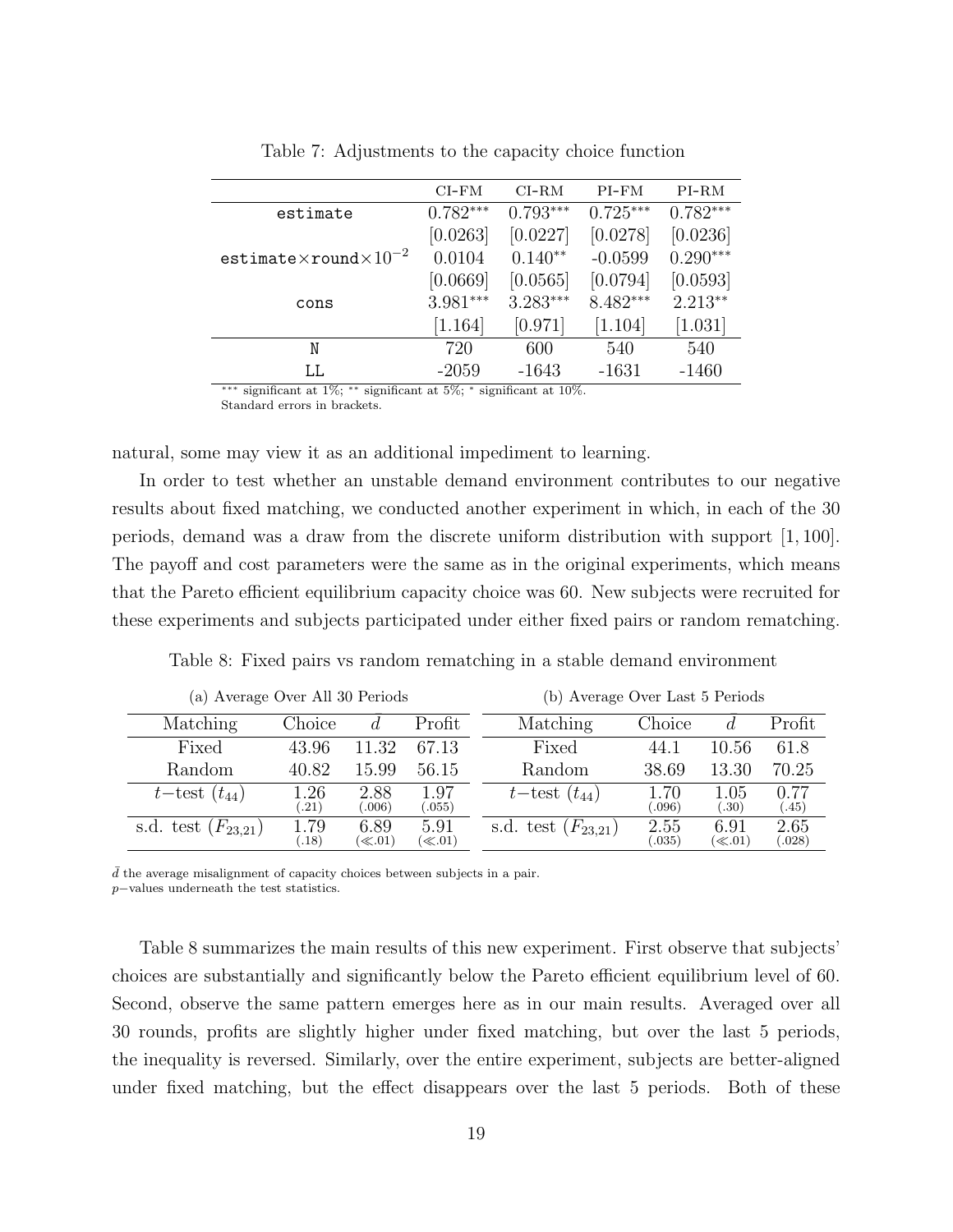Table 7: Adjustments to the capacity choice function

| | CI-FM | CI-RM | PI-FM | PI-RM |
|---|---|---|---|---|
| `estimate` | 0.782*** | 0.793*** | 0.725*** | 0.782*** |
| | [0.0263] | [0.0227] | [0.0278] | [0.0236] |
| `estimate`×`round`$\times 10^{-2}$ | 0.0104 | 0.140** | -0.0599 | 0.290*** |
| | [0.0669] | [0.0565] | [0.0794] | [0.0593] |
| `cons` | 3.981*** | 3.283*** | 8.482*** | 2.213** |
| | [1.164] | [0.971] | [1.104] | [1.031] |
| `N` | 720 | 600 | 540 | 540 |
| `LL` | -2059 | -1643 | -1631 | -1460 |

*** significant at 1%; ** significant at 5%; * significant at 10%.
Standard errors in brackets.

natural, some may view it as an additional impediment to learning.

In order to test whether an unstable demand environment contributes to our negative results about fixed matching, we conducted another experiment in which, in each of the 30 periods, demand was a draw from the discrete uniform distribution with support $[1, 100]$. The payoff and cost parameters were the same as in the original experiments, which means that the Pareto efficient equilibrium capacity choice was 60. New subjects were recruited for these experiments and subjects participated under either fixed pairs or random rematching.

Table 8: Fixed pairs vs random rematching in a stable demand environment

(a) Average Over All 30 Periods

| Matching | Choice | $\bar{d}$ | Profit |
|---|---|---|---|
| Fixed | 43.96 | 11.32 | 67.13 |
| Random | 40.82 | 15.99 | 56.15 |
| $t-$test ($t_{44}$) | 1.26 (.21) | 2.88 (.006) | 1.97 (.055) |
| s.d. test ($F_{23,21}$) | 1.79 (.18) | 6.89 ($\ll$.01) | 5.91 ($\ll$.01) |

(b) Average Over Last 5 Periods

| Matching | Choice | $\bar{d}$ | Profit |
|---|---|---|---|
| Fixed | 44.1 | 10.56 | 61.8 |
| Random | 38.69 | 13.30 | 70.25 |
| $t-$test ($t_{44}$) | 1.70 (.096) | 1.05 (.30) | 0.77 (.45) |
| s.d. test ($F_{23,21}$) | 2.55 (.035) | 6.91 ($\ll$.01) | 2.65 (.028) |

$\bar{d}$ the average misalignment of capacity choices between subjects in a pair.
$p-$values underneath the test statistics.

Table 8 summarizes the main results of this new experiment. First observe that subjects' choices are substantially and significantly below the Pareto efficient equilibrium level of 60. Second, observe the same pattern emerges here as in our main results. Averaged over all 30 rounds, profits are slightly higher under fixed matching, but over the last 5 periods, the inequality is reversed. Similarly, over the entire experiment, subjects are better-aligned under fixed matching, but the effect disappears over the last 5 periods. Both of these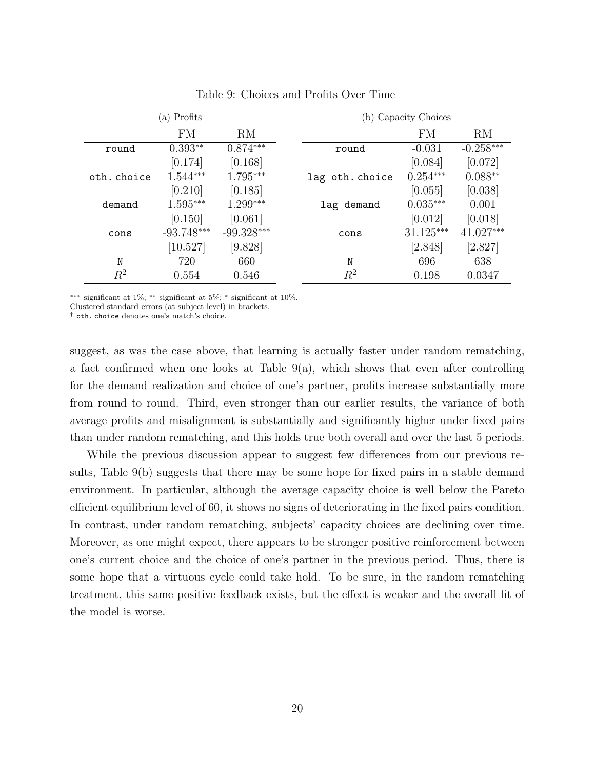Table 9: Choices and Profits Over Time

(a) Profits

| | FM | RM |
|---|---|---|
| round | 0.393** | 0.874*** |
| | [0.174] | [0.168] |
| oth. choice | 1.544*** | 1.795*** |
| | [0.210] | [0.185] |
| demand | 1.595*** | 1.299*** |
| | [0.150] | [0.061] |
| cons | -93.748*** | -99.328*** |
| | [10.527] | [9.828] |
| N | 720 | 660 |
| $R^2$ | 0.554 | 0.546 |

(b) Capacity Choices

| | FM | RM |
|---|---|---|
| round | -0.031 | -0.258*** |
| | [0.084] | [0.072] |
| lag oth. choice | 0.254*** | 0.088** |
| | [0.055] | [0.038] |
| lag demand | 0.035*** | 0.001 |
| | [0.012] | [0.018] |
| cons | 31.125*** | 41.027*** |
| | [2.848] | [2.827] |
| N | 696 | 638 |
| $R^2$ | 0.198 | 0.0347 |

*** significant at 1%; ** significant at 5%; * significant at 10%.
Clustered standard errors (at subject level) in brackets.
† `oth. choice` denotes one's match's choice.

suggest, as was the case above, that learning is actually faster under random rematching, a fact confirmed when one looks at Table 9(a), which shows that even after controlling for the demand realization and choice of one's partner, profits increase substantially more from round to round. Third, even stronger than our earlier results, the variance of both average profits and misalignment is substantially and significantly higher under fixed pairs than under random rematching, and this holds true both overall and over the last 5 periods.

While the previous discussion appear to suggest few differences from our previous results, Table 9(b) suggests that there may be some hope for fixed pairs in a stable demand environment. In particular, although the average capacity choice is well below the Pareto efficient equilibrium level of 60, it shows no signs of deteriorating in the fixed pairs condition. In contrast, under random rematching, subjects' capacity choices are declining over time. Moreover, as one might expect, there appears to be stronger positive reinforcement between one's current choice and the choice of one's partner in the previous period. Thus, there is some hope that a virtuous cycle could take hold. To be sure, in the random rematching treatment, this same positive feedback exists, but the effect is weaker and the overall fit of the model is worse.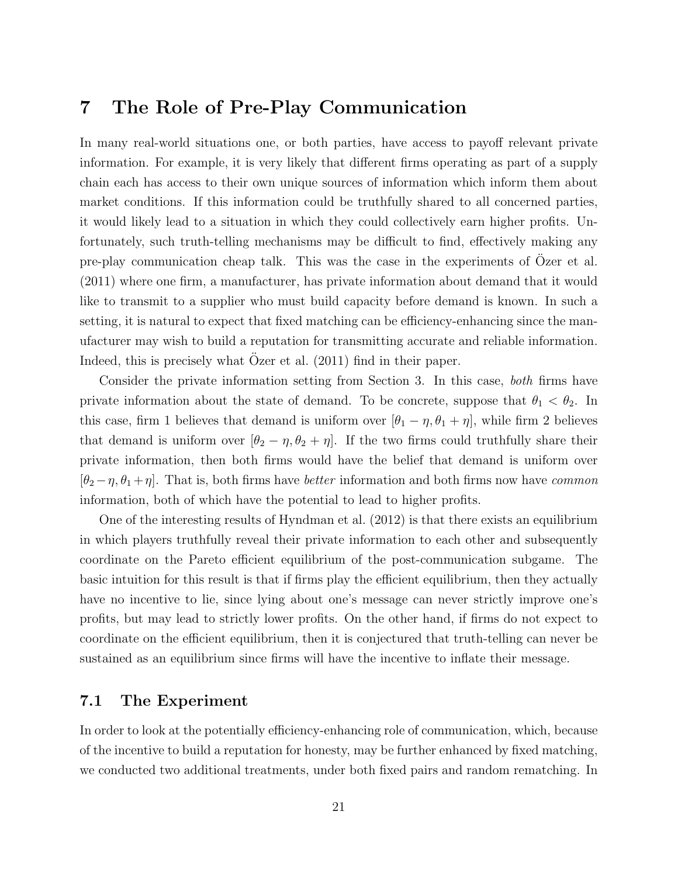# 7 The Role of Pre-Play Communication

In many real-world situations one, or both parties, have access to payoff relevant private information. For example, it is very likely that different firms operating as part of a supply chain each has access to their own unique sources of information which inform them about market conditions. If this information could be truthfully shared to all concerned parties, it would likely lead to a situation in which they could collectively earn higher profits. Unfortunately, such truth-telling mechanisms may be difficult to find, effectively making any pre-play communication cheap talk. This was the case in the experiments of Özer et al. (2011) where one firm, a manufacturer, has private information about demand that it would like to transmit to a supplier who must build capacity before demand is known. In such a setting, it is natural to expect that fixed matching can be efficiency-enhancing since the manufacturer may wish to build a reputation for transmitting accurate and reliable information. Indeed, this is precisely what Özer et al. (2011) find in their paper.

Consider the private information setting from Section 3. In this case, *both* firms have private information about the state of demand. To be concrete, suppose that $\theta_1 < \theta_2$. In this case, firm 1 believes that demand is uniform over $[\theta_1 - \eta, \theta_1 + \eta]$, while firm 2 believes that demand is uniform over $[\theta_2 - \eta, \theta_2 + \eta]$. If the two firms could truthfully share their private information, then both firms would have the belief that demand is uniform over $[\theta_2 - \eta, \theta_1 + \eta]$. That is, both firms have *better* information and both firms now have *common* information, both of which have the potential to lead to higher profits.

One of the interesting results of Hyndman et al. (2012) is that there exists an equilibrium in which players truthfully reveal their private information to each other and subsequently coordinate on the Pareto efficient equilibrium of the post-communication subgame. The basic intuition for this result is that if firms play the efficient equilibrium, then they actually have no incentive to lie, since lying about one's message can never strictly improve one's profits, but may lead to strictly lower profits. On the other hand, if firms do not expect to coordinate on the efficient equilibrium, then it is conjectured that truth-telling can never be sustained as an equilibrium since firms will have the incentive to inflate their message.

## 7.1 The Experiment

In order to look at the potentially efficiency-enhancing role of communication, which, because of the incentive to build a reputation for honesty, may be further enhanced by fixed matching, we conducted two additional treatments, under both fixed pairs and random rematching. In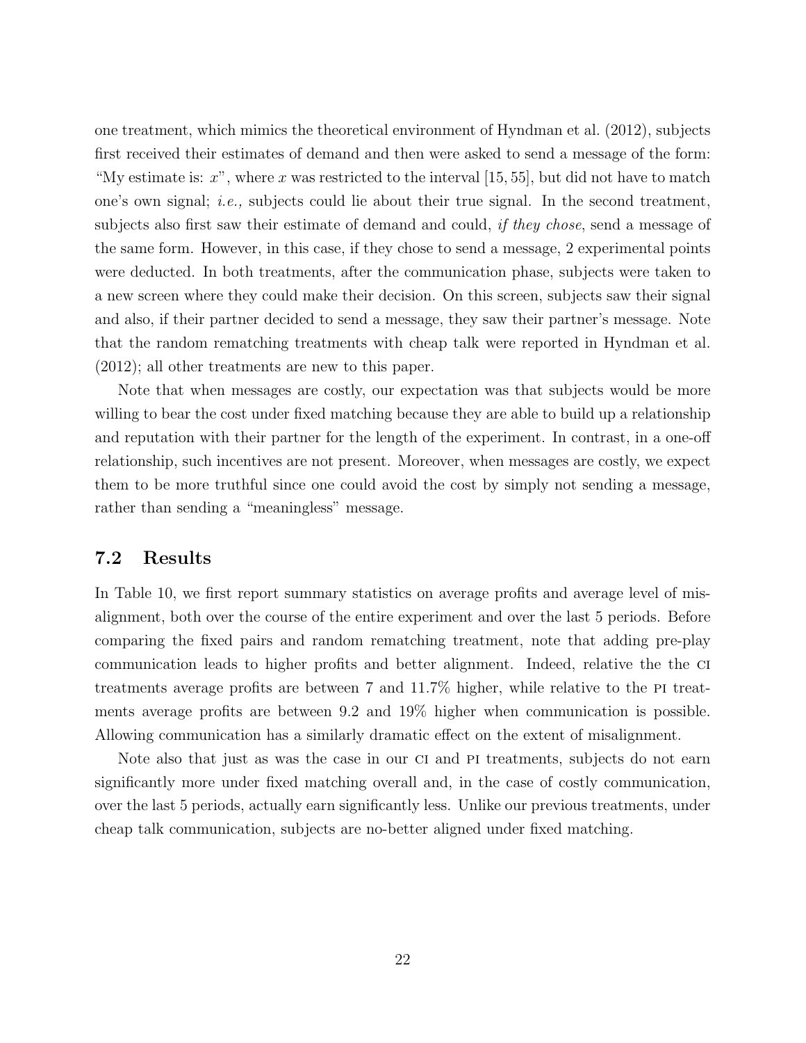one treatment, which mimics the theoretical environment of Hyndman et al. (2012), subjects first received their estimates of demand and then were asked to send a message of the form: "My estimate is: $x$", where $x$ was restricted to the interval $[15, 55]$, but did not have to match one's own signal; *i.e.,* subjects could lie about their true signal. In the second treatment, subjects also first saw their estimate of demand and could, *if they chose*, send a message of the same form. However, in this case, if they chose to send a message, 2 experimental points were deducted. In both treatments, after the communication phase, subjects were taken to a new screen where they could make their decision. On this screen, subjects saw their signal and also, if their partner decided to send a message, they saw their partner's message. Note that the random rematching treatments with cheap talk were reported in Hyndman et al. (2012); all other treatments are new to this paper.

Note that when messages are costly, our expectation was that subjects would be more willing to bear the cost under fixed matching because they are able to build up a relationship and reputation with their partner for the length of the experiment. In contrast, in a one-off relationship, such incentives are not present. Moreover, when messages are costly, we expect them to be more truthful since one could avoid the cost by simply not sending a message, rather than sending a "meaningless" message.

## 7.2 Results

In Table 10, we first report summary statistics on average profits and average level of misalignment, both over the course of the entire experiment and over the last 5 periods. Before comparing the fixed pairs and random rematching treatment, note that adding pre-play communication leads to higher profits and better alignment. Indeed, relative the the CI treatments average profits are between 7 and 11.7% higher, while relative to the PI treatments average profits are between 9.2 and 19% higher when communication is possible. Allowing communication has a similarly dramatic effect on the extent of misalignment.

Note also that just as was the case in our CI and PI treatments, subjects do not earn significantly more under fixed matching overall and, in the case of costly communication, over the last 5 periods, actually earn significantly less. Unlike our previous treatments, under cheap talk communication, subjects are no-better aligned under fixed matching.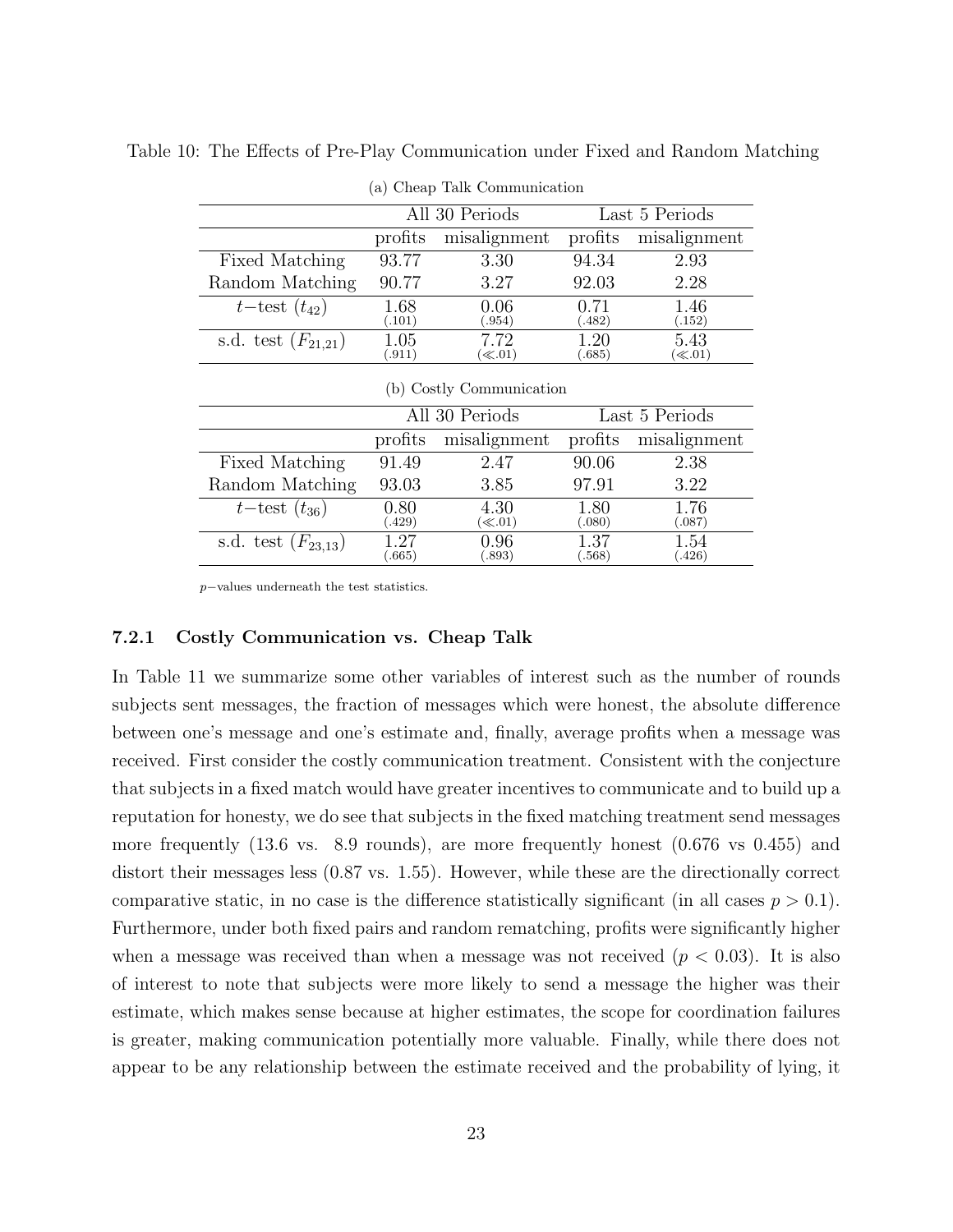Table 10: The Effects of Pre-Play Communication under Fixed and Random Matching

(a) Cheap Talk Communication

| | All 30 Periods | | Last 5 Periods | |
|---|---|---|---|---|
| | profits | misalignment | profits | misalignment |
| Fixed Matching | 93.77 | 3.30 | 94.34 | 2.93 |
| Random Matching | 90.77 | 3.27 | 92.03 | 2.28 |
| $t-$test ($t_{42}$) | 1.68 (.101) | 0.06 (.954) | 0.71 (.482) | 1.46 (.152) |
| s.d. test ($F_{21,21}$) | 1.05 (.911) | 7.72 ($\ll$.01) | 1.20 (.685) | 5.43 ($\ll$.01) |

(b) Costly Communication

| | All 30 Periods | | Last 5 Periods | |
|---|---|---|---|---|
| | profits | misalignment | profits | misalignment |
| Fixed Matching | 91.49 | 2.47 | 90.06 | 2.38 |
| Random Matching | 93.03 | 3.85 | 97.91 | 3.22 |
| $t-$test ($t_{36}$) | 0.80 (.429) | 4.30 ($\ll$.01) | 1.80 (.080) | 1.76 (.087) |
| s.d. test ($F_{23,13}$) | 1.27 (.665) | 0.96 (.893) | 1.37 (.568) | 1.54 (.426) |

$p-$values underneath the test statistics.

### 7.2.1 Costly Communication vs. Cheap Talk

In Table 11 we summarize some other variables of interest such as the number of rounds subjects sent messages, the fraction of messages which were honest, the absolute difference between one's message and one's estimate and, finally, average profits when a message was received. First consider the costly communication treatment. Consistent with the conjecture that subjects in a fixed match would have greater incentives to communicate and to build up a reputation for honesty, we do see that subjects in the fixed matching treatment send messages more frequently (13.6 vs. 8.9 rounds), are more frequently honest (0.676 vs 0.455) and distort their messages less (0.87 vs. 1.55). However, while these are the directionally correct comparative static, in no case is the difference statistically significant (in all cases $p > 0.1$). Furthermore, under both fixed pairs and random rematching, profits were significantly higher when a message was received than when a message was not received ($p < 0.03$). It is also of interest to note that subjects were more likely to send a message the higher was their estimate, which makes sense because at higher estimates, the scope for coordination failures is greater, making communication potentially more valuable. Finally, while there does not appear to be any relationship between the estimate received and the probability of lying, it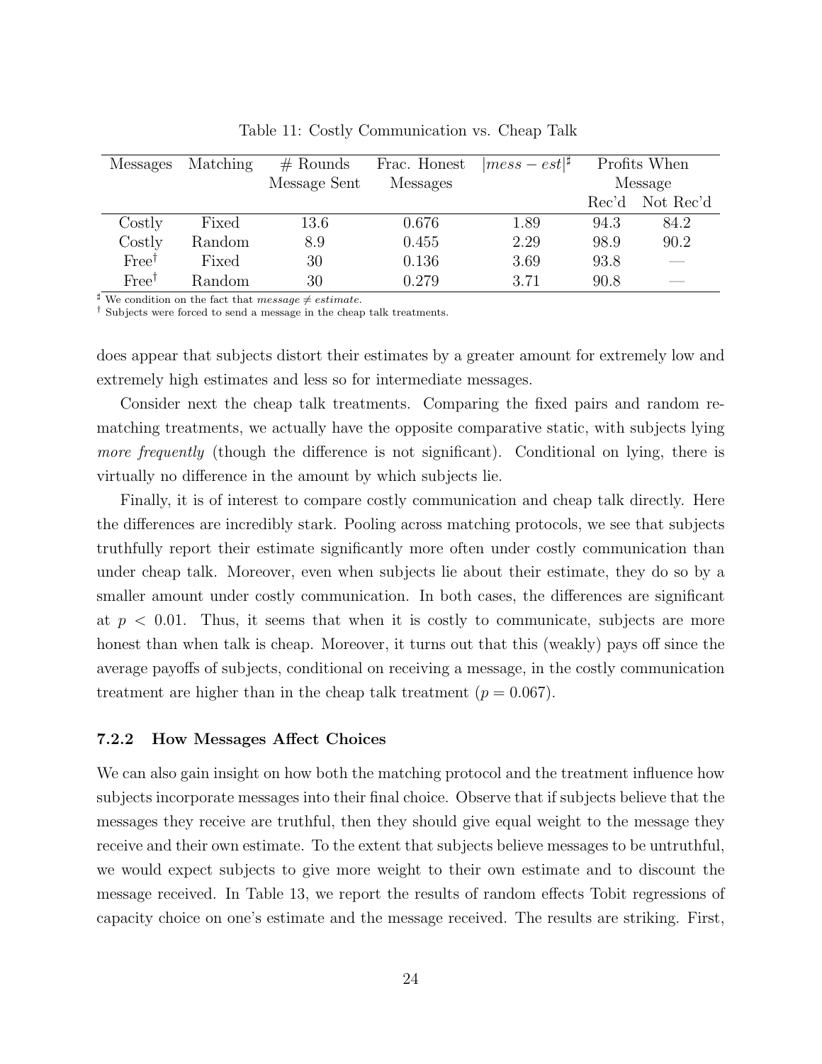Table 11: Costly Communication vs. Cheap Talk

| Messages | Matching | # Rounds Message Sent | Frac. Honest Messages | $\lvert mess - est\rvert^{\sharp}$ | Profits When Message Rec'd | Profits When Message Not Rec'd |
|---|---|---|---|---|---|---|
| Costly | Fixed | 13.6 | 0.676 | 1.89 | 94.3 | 84.2 |
| Costly | Random | 8.9 | 0.455 | 2.29 | 98.9 | 90.2 |
| Free[†] | Fixed | 30 | 0.136 | 3.69 | 93.8 | — |
| Free[†] | Random | 30 | 0.279 | 3.71 | 90.8 | — |

$^{\sharp}$ We condition on the fact that *message* $\neq$ *estimate*.
[†] Subjects were forced to send a message in the cheap talk treatments.

does appear that subjects distort their estimates by a greater amount for extremely low and extremely high estimates and less so for intermediate messages.

Consider next the cheap talk treatments. Comparing the fixed pairs and random rematching treatments, we actually have the opposite comparative static, with subjects lying *more frequently* (though the difference is not significant). Conditional on lying, there is virtually no difference in the amount by which subjects lie.

Finally, it is of interest to compare costly communication and cheap talk directly. Here the differences are incredibly stark. Pooling across matching protocols, we see that subjects truthfully report their estimate significantly more often under costly communication than under cheap talk. Moreover, even when subjects lie about their estimate, they do so by a smaller amount under costly communication. In both cases, the differences are significant at $p < 0.01$. Thus, it seems that when it is costly to communicate, subjects are more honest than when talk is cheap. Moreover, it turns out that this (weakly) pays off since the average payoffs of subjects, conditional on receiving a message, in the costly communication treatment are higher than in the cheap talk treatment ($p = 0.067$).

#### 7.2.2 How Messages Affect Choices

We can also gain insight on how both the matching protocol and the treatment influence how subjects incorporate messages into their final choice. Observe that if subjects believe that the messages they receive are truthful, then they should give equal weight to the message they receive and their own estimate. To the extent that subjects believe messages to be untruthful, we would expect subjects to give more weight to their own estimate and to discount the message received. In Table 13, we report the results of random effects Tobit regressions of capacity choice on one's estimate and the message received. The results are striking. First,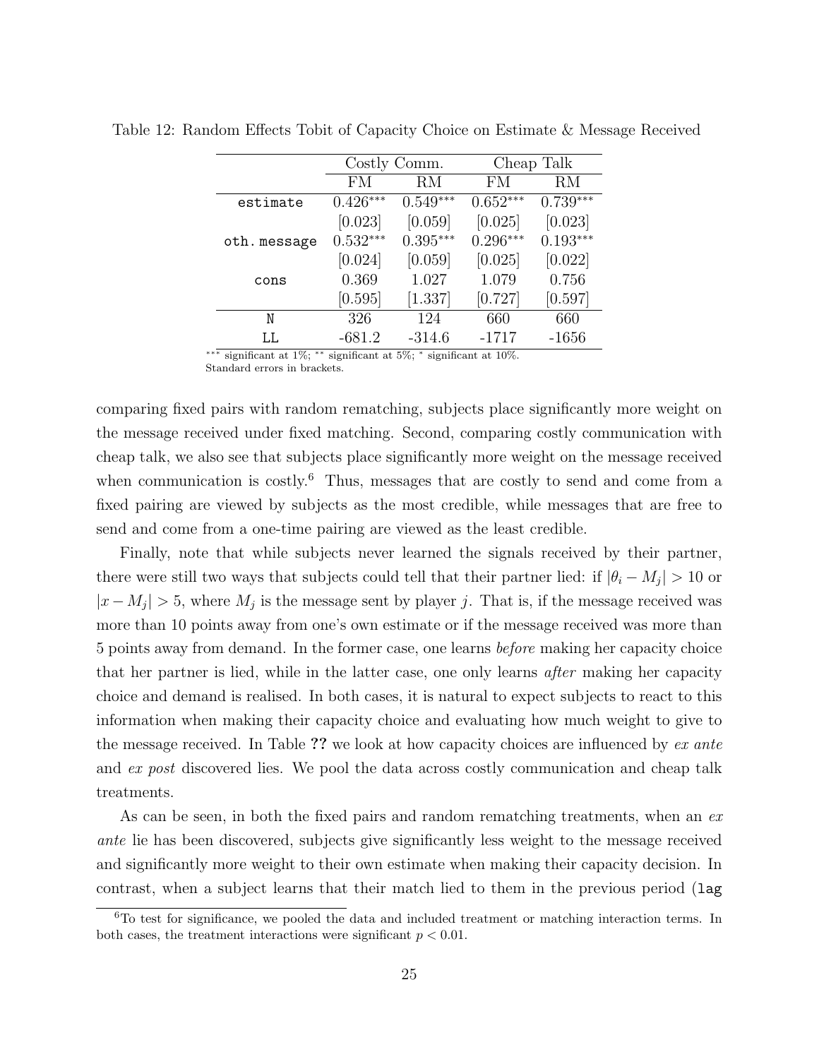Table 12: Random Effects Tobit of Capacity Choice on Estimate & Message Received

| | Costly Comm. | | Cheap Talk | |
|---|---|---|---|---|
| | FM | RM | FM | RM |
| `estimate` | $0.426^{***}$ | $0.549^{***}$ | $0.652^{***}$ | $0.739^{***}$ |
| | [0.023] | [0.059] | [0.025] | [0.023] |
| `oth.message` | $0.532^{***}$ | $0.395^{***}$ | $0.296^{***}$ | $0.193^{***}$ |
| | [0.024] | [0.059] | [0.025] | [0.022] |
| `cons` | 0.369 | 1.027 | 1.079 | 0.756 |
| | [0.595] | [1.337] | [0.727] | [0.597] |
| `N` | 326 | 124 | 660 | 660 |
| `LL` | -681.2 | -314.6 | -1717 | -1656 |

$^{***}$ significant at 1%; $^{**}$ significant at 5%; $^{*}$ significant at 10%.
Standard errors in brackets.

comparing fixed pairs with random rematching, subjects place significantly more weight on the message received under fixed matching. Second, comparing costly communication with cheap talk, we also see that subjects place significantly more weight on the message received when communication is costly.[6] Thus, messages that are costly to send and come from a fixed pairing are viewed by subjects as the most credible, while messages that are free to send and come from a one-time pairing are viewed as the least credible.

Finally, note that while subjects never learned the signals received by their partner, there were still two ways that subjects could tell that their partner lied: if $|\theta_i - M_j| > 10$ or $|x - M_j| > 5$, where $M_j$ is the message sent by player $j$. That is, if the message received was more than 10 points away from one's own estimate or if the message received was more than 5 points away from demand. In the former case, one learns *before* making her capacity choice that her partner is lied, while in the latter case, one only learns *after* making her capacity choice and demand is realised. In both cases, it is natural to expect subjects to react to this information when making their capacity choice and evaluating how much weight to give to the message received. In Table **??** we look at how capacity choices are influenced by *ex ante* and *ex post* discovered lies. We pool the data across costly communication and cheap talk treatments.

As can be seen, in both the fixed pairs and random rematching treatments, when an *ex ante* lie has been discovered, subjects give significantly less weight to the message received and significantly more weight to their own estimate when making their capacity decision. In contrast, when a subject learns that their match lied to them in the previous period (`lag`

[6] To test for significance, we pooled the data and included treatment or matching interaction terms. In both cases, the treatment interactions were significant $p < 0.01$.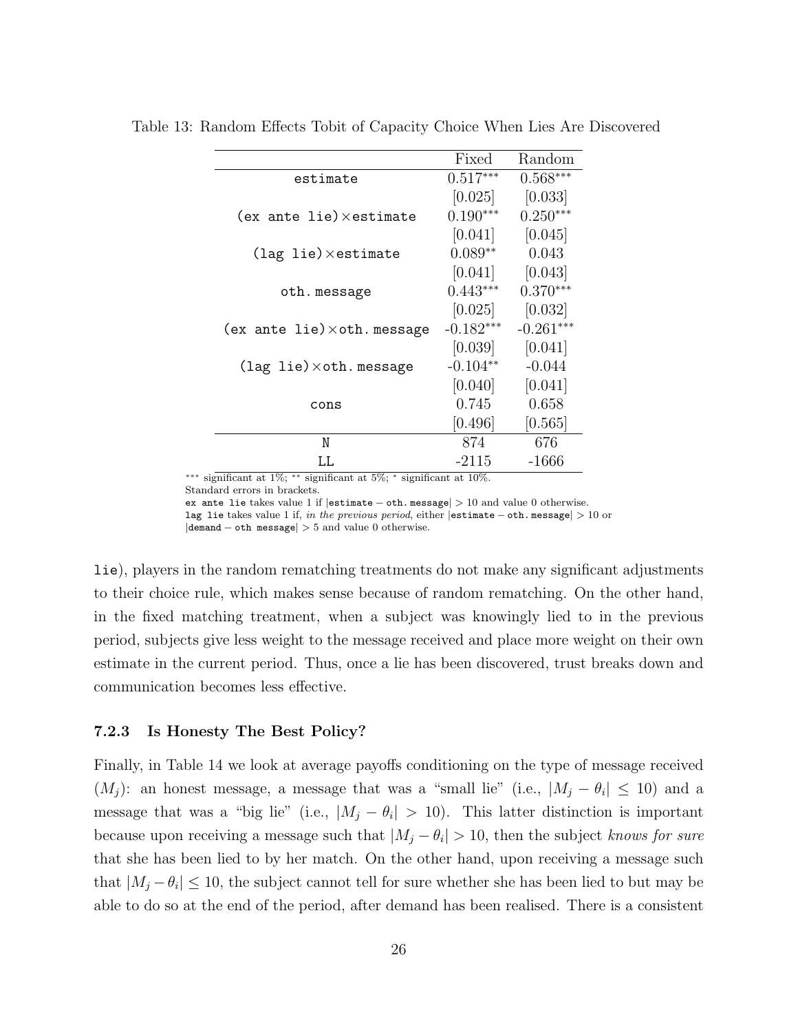Table 13: Random Effects Tobit of Capacity Choice When Lies Are Discovered

| | Fixed | Random |
|---|---|---|
| estimate | $0.517^{***}$ | $0.568^{***}$ |
| | [0.025] | [0.033] |
| (ex ante lie)×estimate | $0.190^{***}$ | $0.250^{***}$ |
| | [0.041] | [0.045] |
| (lag lie)×estimate | $0.089^{**}$ | 0.043 |
| | [0.041] | [0.043] |
| oth. message | $0.443^{***}$ | $0.370^{***}$ |
| | [0.025] | [0.032] |
| (ex ante lie)×oth. message | $-0.182^{***}$ | $-0.261^{***}$ |
| | [0.039] | [0.041] |
| (lag lie)×oth. message | $-0.104^{**}$ | -0.044 |
| | [0.040] | [0.041] |
| cons | 0.745 | 0.658 |
| | [0.496] | [0.565] |
| N | 874 | 676 |
| LL | -2115 | -1666 |

$^{***}$ significant at 1%; $^{**}$ significant at 5%; $^{*}$ significant at 10%.
Standard errors in brackets.
ex ante lie takes value 1 if $|\texttt{estimate} - \texttt{oth. message}| > 10$ and value 0 otherwise.
lag lie takes value 1 if, *in the previous period*, either $|\texttt{estimate} - \texttt{oth. message}| > 10$ or $|\texttt{demand} - \texttt{oth message}| > 5$ and value 0 otherwise.

lie), players in the random rematching treatments do not make any significant adjustments to their choice rule, which makes sense because of random rematching. On the other hand, in the fixed matching treatment, when a subject was knowingly lied to in the previous period, subjects give less weight to the message received and place more weight on their own estimate in the current period. Thus, once a lie has been discovered, trust breaks down and communication becomes less effective.

#### 7.2.3 Is Honesty The Best Policy?

Finally, in Table 14 we look at average payoffs conditioning on the type of message received ($M_j$): an honest message, a message that was a "small lie" (i.e., $|M_j - \theta_i| \leq 10$) and a message that was a "big lie" (i.e., $|M_j - \theta_i| > 10$). This latter distinction is important because upon receiving a message such that $|M_j - \theta_i| > 10$, then the subject *knows for sure* that she has been lied to by her match. On the other hand, upon receiving a message such that $|M_j - \theta_i| \leq 10$, the subject cannot tell for sure whether she has been lied to but may be able to do so at the end of the period, after demand has been realised. There is a consistent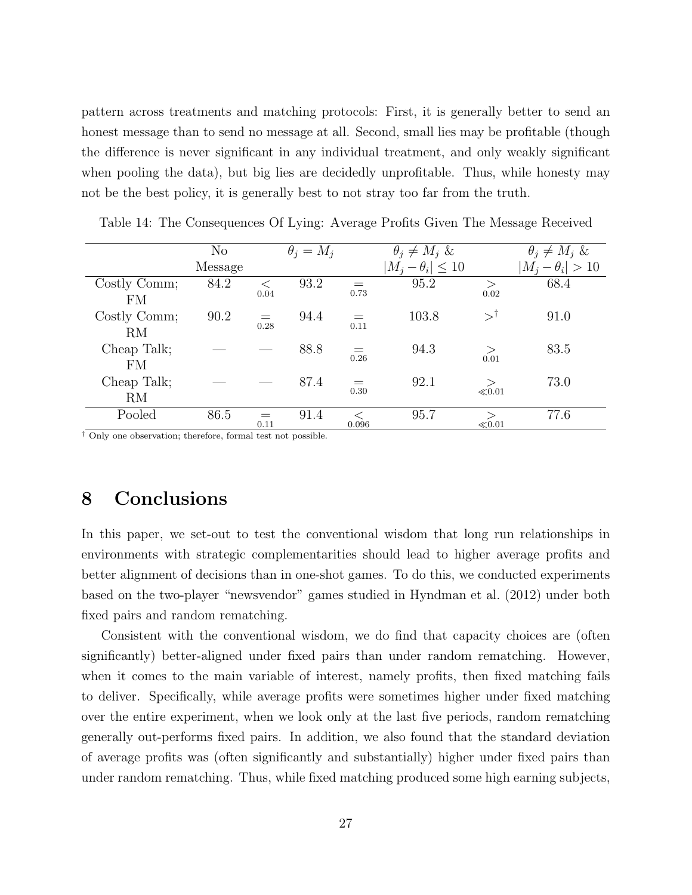pattern across treatments and matching protocols: First, it is generally better to send an honest message than to send no message at all. Second, small lies may be profitable (though the difference is never significant in any individual treatment, and only weakly significant when pooling the data), but big lies are decidedly unprofitable. Thus, while honesty may not be the best policy, it is generally best to not stray too far from the truth.

Table 14: The Consequences Of Lying: Average Profits Given The Message Received

| | No Message | | $\theta_j = M_j$ | | $\theta_j \neq M_j$ & $\lvert M_j - \theta_i \rvert \leq 10$ | | $\theta_j \neq M_j$ & $\lvert M_j - \theta_i \rvert > 10$ |
|---|---|---|---|---|---|---|---|
| Costly Comm; FM | 84.2 | $\underset{0.04}{<}$ | 93.2 | $\underset{0.73}{=}$ | 95.2 | $\underset{0.02}{>}$ | 68.4 |
| Costly Comm; RM | 90.2 | $\underset{0.28}{=}$ | 94.4 | $\underset{0.11}{=}$ | 103.8 | $>^{\dagger}$ | 91.0 |
| Cheap Talk; FM | — | — | 88.8 | $\underset{0.26}{=}$ | 94.3 | $\underset{0.01}{>}$ | 83.5 |
| Cheap Talk; RM | — | — | 87.4 | $\underset{0.30}{=}$ | 92.1 | $\underset{\ll 0.01}{>}$ | 73.0 |
| Pooled | 86.5 | $\underset{0.11}{=}$ | 91.4 | $\underset{0.096}{<}$ | 95.7 | $\underset{\ll 0.01}{>}$ | 77.6 |

$^{\dagger}$ Only one observation; therefore, formal test not possible.

# 8 Conclusions

In this paper, we set-out to test the conventional wisdom that long run relationships in environments with strategic complementarities should lead to higher average profits and better alignment of decisions than in one-shot games. To do this, we conducted experiments based on the two-player "newsvendor" games studied in Hyndman et al. (2012) under both fixed pairs and random rematching.

Consistent with the conventional wisdom, we do find that capacity choices are (often significantly) better-aligned under fixed pairs than under random rematching. However, when it comes to the main variable of interest, namely profits, then fixed matching fails to deliver. Specifically, while average profits were sometimes higher under fixed matching over the entire experiment, when we look only at the last five periods, random rematching generally out-performs fixed pairs. In addition, we also found that the standard deviation of average profits was (often significantly and substantially) higher under fixed pairs than under random rematching. Thus, while fixed matching produced some high earning subjects,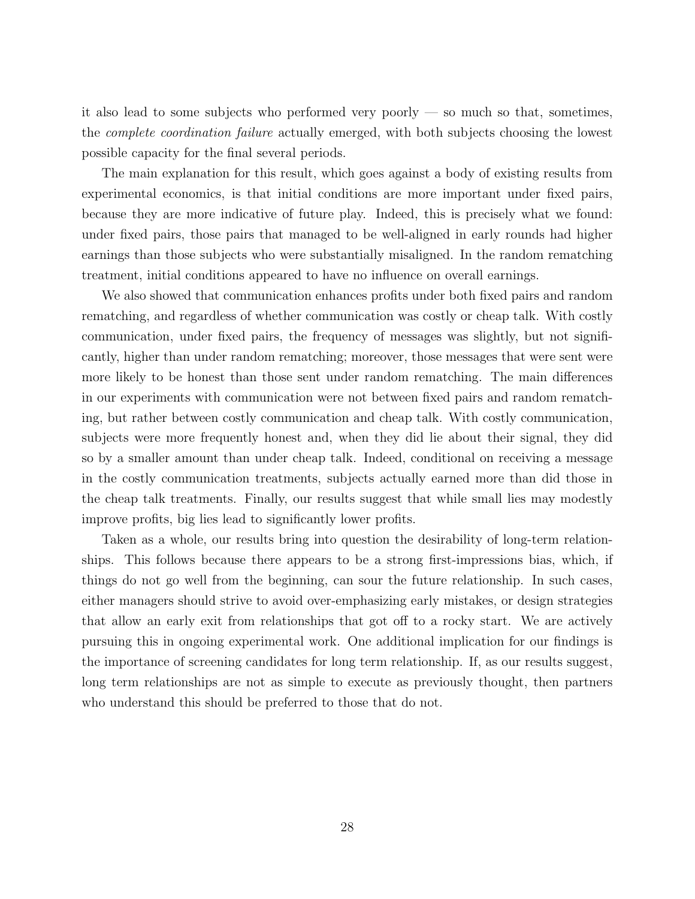it also lead to some subjects who performed very poorly — so much so that, sometimes, the *complete coordination failure* actually emerged, with both subjects choosing the lowest possible capacity for the final several periods.

The main explanation for this result, which goes against a body of existing results from experimental economics, is that initial conditions are more important under fixed pairs, because they are more indicative of future play. Indeed, this is precisely what we found: under fixed pairs, those pairs that managed to be well-aligned in early rounds had higher earnings than those subjects who were substantially misaligned. In the random rematching treatment, initial conditions appeared to have no influence on overall earnings.

We also showed that communication enhances profits under both fixed pairs and random rematching, and regardless of whether communication was costly or cheap talk. With costly communication, under fixed pairs, the frequency of messages was slightly, but not significantly, higher than under random rematching; moreover, those messages that were sent were more likely to be honest than those sent under random rematching. The main differences in our experiments with communication were not between fixed pairs and random rematching, but rather between costly communication and cheap talk. With costly communication, subjects were more frequently honest and, when they did lie about their signal, they did so by a smaller amount than under cheap talk. Indeed, conditional on receiving a message in the costly communication treatments, subjects actually earned more than did those in the cheap talk treatments. Finally, our results suggest that while small lies may modestly improve profits, big lies lead to significantly lower profits.

Taken as a whole, our results bring into question the desirability of long-term relationships. This follows because there appears to be a strong first-impressions bias, which, if things do not go well from the beginning, can sour the future relationship. In such cases, either managers should strive to avoid over-emphasizing early mistakes, or design strategies that allow an early exit from relationships that got off to a rocky start. We are actively pursuing this in ongoing experimental work. One additional implication for our findings is the importance of screening candidates for long term relationship. If, as our results suggest, long term relationships are not as simple to execute as previously thought, then partners who understand this should be preferred to those that do not.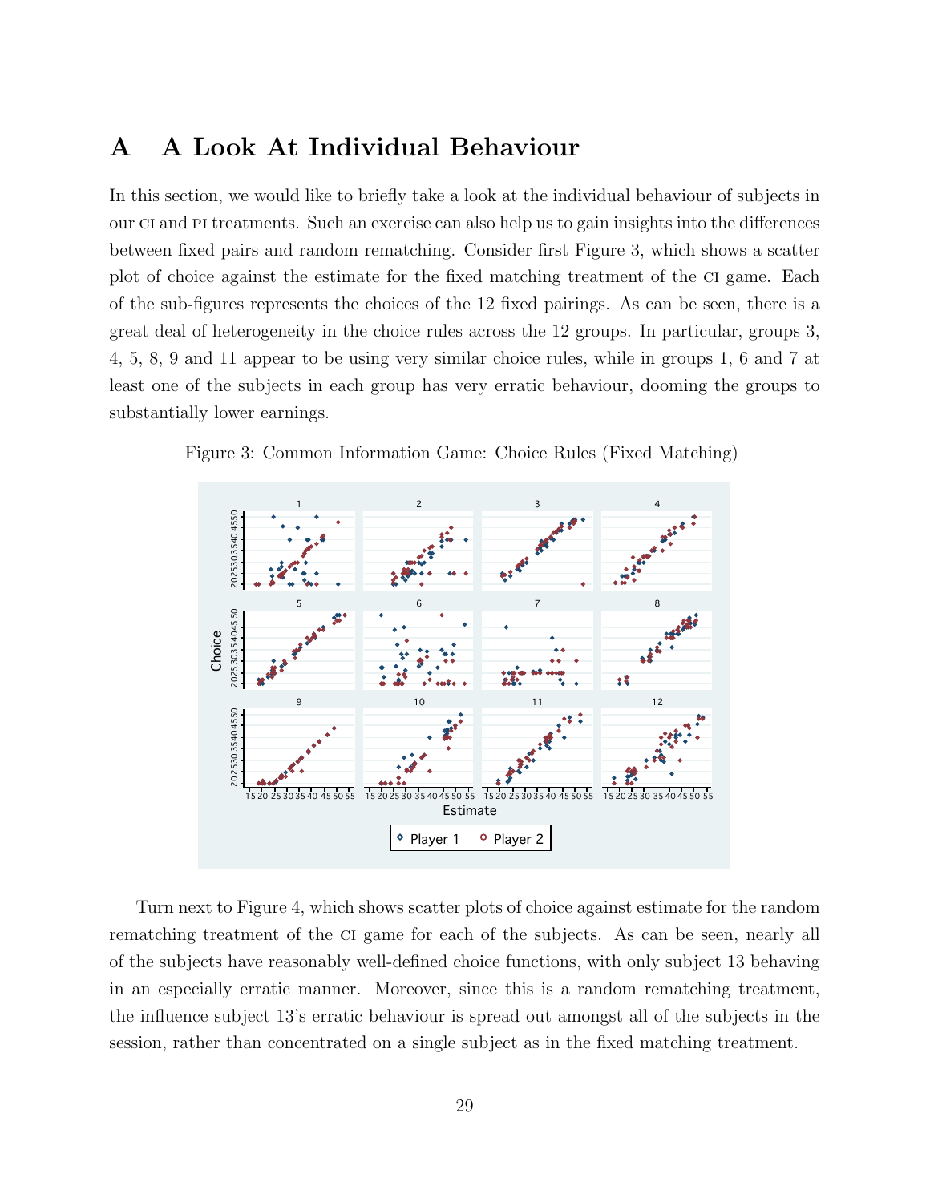# A A Look At Individual Behaviour

In this section, we would like to briefly take a look at the individual behaviour of subjects in our CI and PI treatments. Such an exercise can also help us to gain insights into the differences between fixed pairs and random rematching. Consider first Figure 3, which shows a scatter plot of choice against the estimate for the fixed matching treatment of the CI game. Each of the sub-figures represents the choices of the 12 fixed pairings. As can be seen, there is a great deal of heterogeneity in the choice rules across the 12 groups. In particular, groups 3, 4, 5, 8, 9 and 11 appear to be using very similar choice rules, while in groups 1, 6 and 7 at least one of the subjects in each group has very erratic behaviour, dooming the groups to substantially lower earnings.

Figure 3: Common Information Game: Choice Rules (Fixed Matching)

Turn next to Figure 4, which shows scatter plots of choice against estimate for the random rematching treatment of the CI game for each of the subjects. As can be seen, nearly all of the subjects have reasonably well-defined choice functions, with only subject 13 behaving in an especially erratic manner. Moreover, since this is a random rematching treatment, the influence subject 13's erratic behaviour is spread out amongst all of the subjects in the session, rather than concentrated on a single subject as in the fixed matching treatment.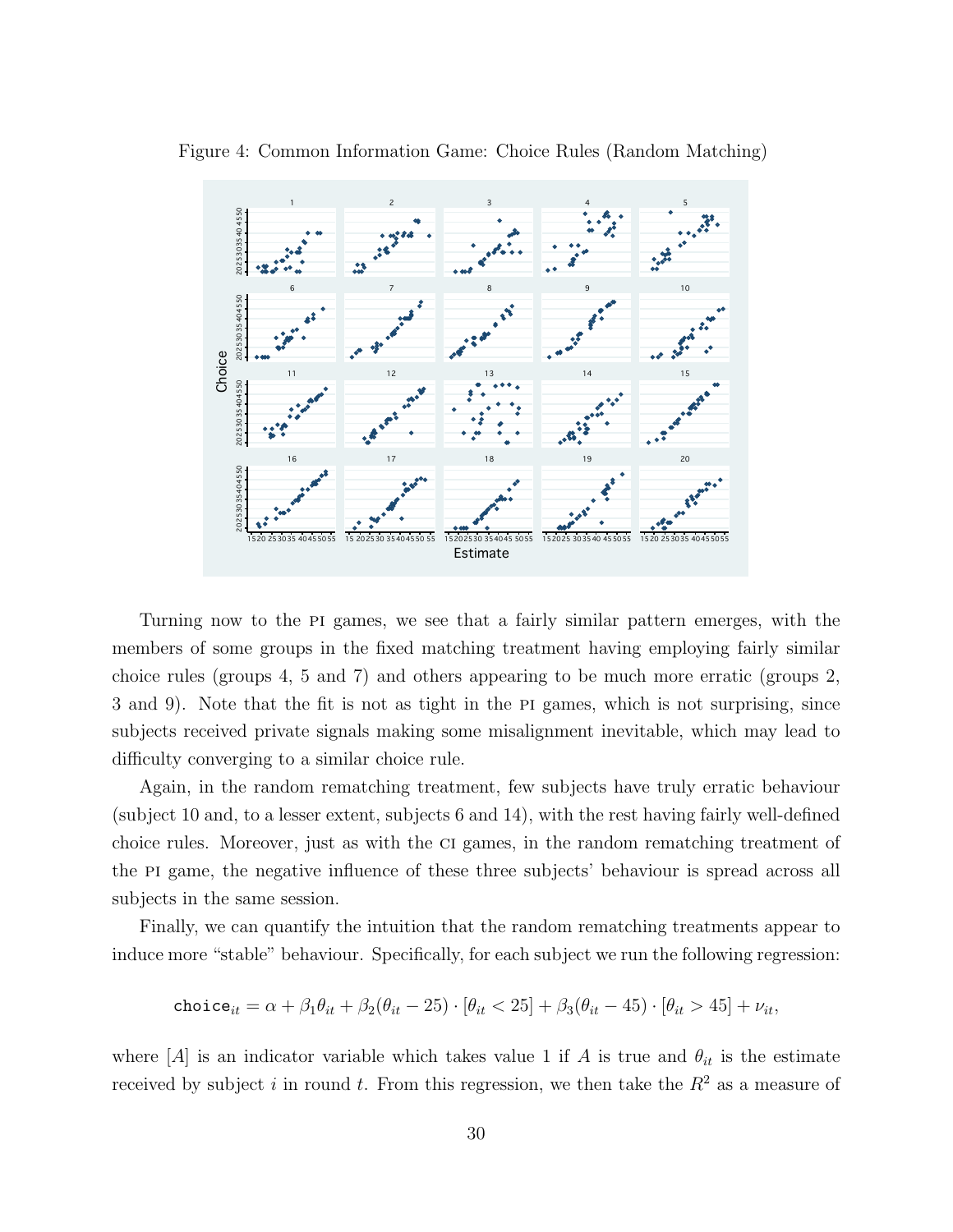Figure 4: Common Information Game: Choice Rules (Random Matching)

Turning now to the PI games, we see that a fairly similar pattern emerges, with the members of some groups in the fixed matching treatment having employing fairly similar choice rules (groups 4, 5 and 7) and others appearing to be much more erratic (groups 2, 3 and 9). Note that the fit is not as tight in the PI games, which is not surprising, since subjects received private signals making some misalignment inevitable, which may lead to difficulty converging to a similar choice rule.

Again, in the random rematching treatment, few subjects have truly erratic behaviour (subject 10 and, to a lesser extent, subjects 6 and 14), with the rest having fairly well-defined choice rules. Moreover, just as with the CI games, in the random rematching treatment of the PI game, the negative influence of these three subjects' behaviour is spread across all subjects in the same session.

Finally, we can quantify the intuition that the random rematching treatments appear to induce more "stable" behaviour. Specifically, for each subject we run the following regression:

$$\texttt{choice}_{it} = \alpha + \beta_1\theta_{it} + \beta_2(\theta_{it} - 25)\cdot[\theta_{it} < 25] + \beta_3(\theta_{it} - 45)\cdot[\theta_{it} > 45] + \nu_{it},$$

where $[A]$ is an indicator variable which takes value 1 if $A$ is true and $\theta_{it}$ is the estimate received by subject $i$ in round $t$. From this regression, we then take the $R^2$ as a measure of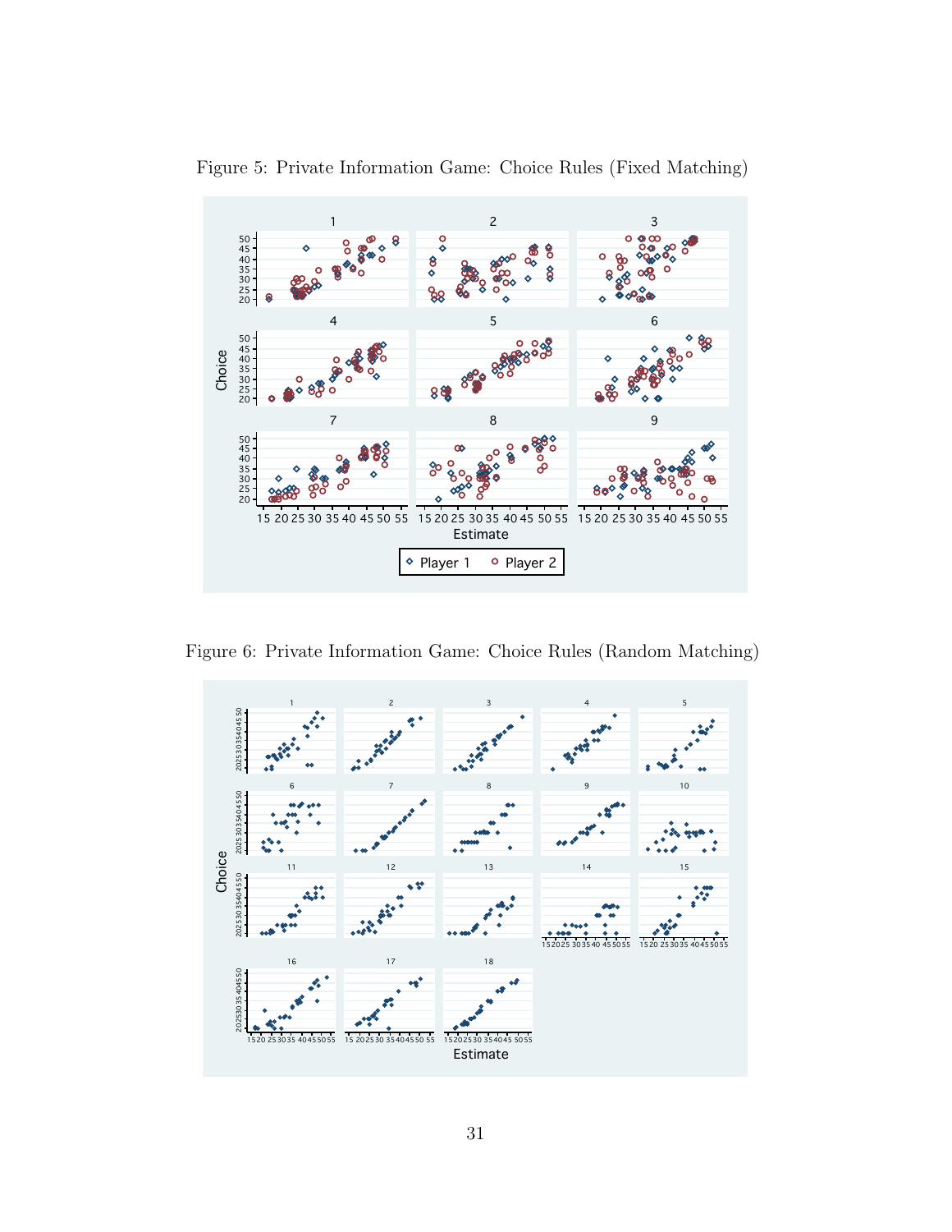Figure 5: Private Information Game: Choice Rules (Fixed Matching)

Figure 6: Private Information Game: Choice Rules (Random Matching)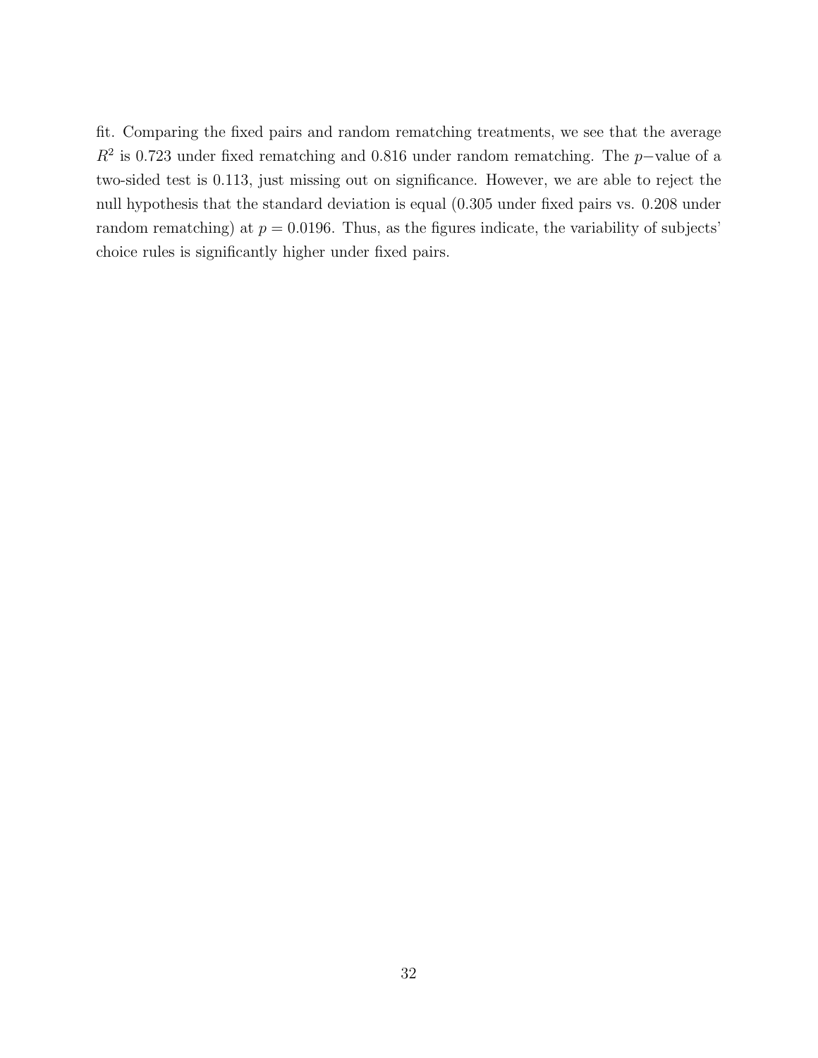fit. Comparing the fixed pairs and random rematching treatments, we see that the average $R^2$ is 0.723 under fixed rematching and 0.816 under random rematching. The $p-$value of a two-sided test is 0.113, just missing out on significance. However, we are able to reject the null hypothesis that the standard deviation is equal (0.305 under fixed pairs vs. 0.208 under random rematching) at $p = 0.0196$. Thus, as the figures indicate, the variability of subjects' choice rules is significantly higher under fixed pairs.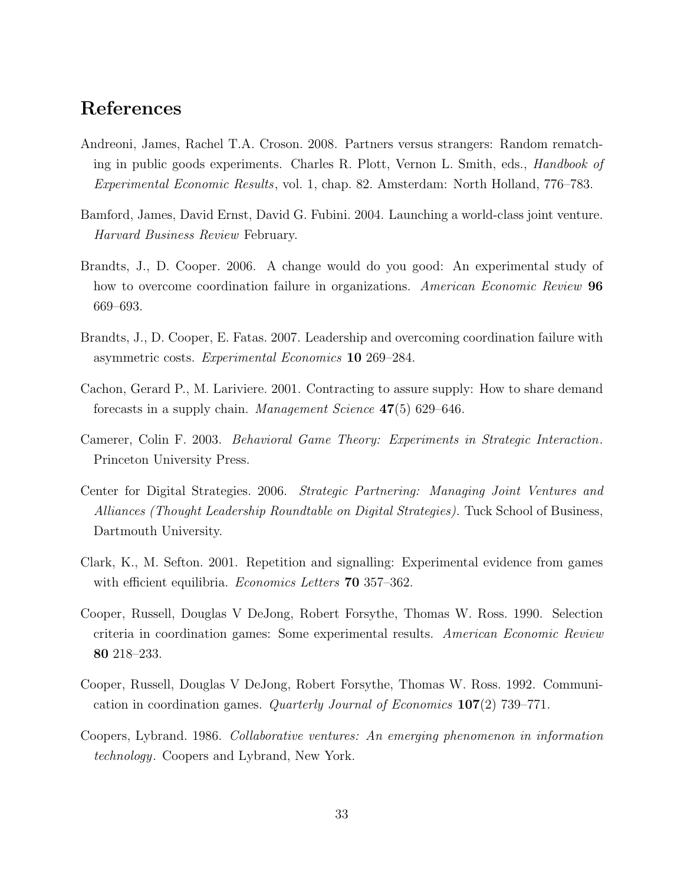# References

Andreoni, James, Rachel T.A. Croson. 2008. Partners versus strangers: Random rematching in public goods experiments. Charles R. Plott, Vernon L. Smith, eds., *Handbook of Experimental Economic Results*, vol. 1, chap. 82. Amsterdam: North Holland, 776–783.

Bamford, James, David Ernst, David G. Fubini. 2004. Launching a world-class joint venture. *Harvard Business Review* February.

Brandts, J., D. Cooper. 2006. A change would do you good: An experimental study of how to overcome coordination failure in organizations. *American Economic Review* **96** 669–693.

Brandts, J., D. Cooper, E. Fatas. 2007. Leadership and overcoming coordination failure with asymmetric costs. *Experimental Economics* **10** 269–284.

Cachon, Gerard P., M. Lariviere. 2001. Contracting to assure supply: How to share demand forecasts in a supply chain. *Management Science* **47**(5) 629–646.

Camerer, Colin F. 2003. *Behavioral Game Theory: Experiments in Strategic Interaction*. Princeton University Press.

Center for Digital Strategies. 2006. *Strategic Partnering: Managing Joint Ventures and Alliances (Thought Leadership Roundtable on Digital Strategies)*. Tuck School of Business, Dartmouth University.

Clark, K., M. Sefton. 2001. Repetition and signalling: Experimental evidence from games with efficient equilibria. *Economics Letters* **70** 357–362.

Cooper, Russell, Douglas V DeJong, Robert Forsythe, Thomas W. Ross. 1990. Selection criteria in coordination games: Some experimental results. *American Economic Review* **80** 218–233.

Cooper, Russell, Douglas V DeJong, Robert Forsythe, Thomas W. Ross. 1992. Communication in coordination games. *Quarterly Journal of Economics* **107**(2) 739–771.

Coopers, Lybrand. 1986. *Collaborative ventures: An emerging phenomenon in information technology*. Coopers and Lybrand, New York.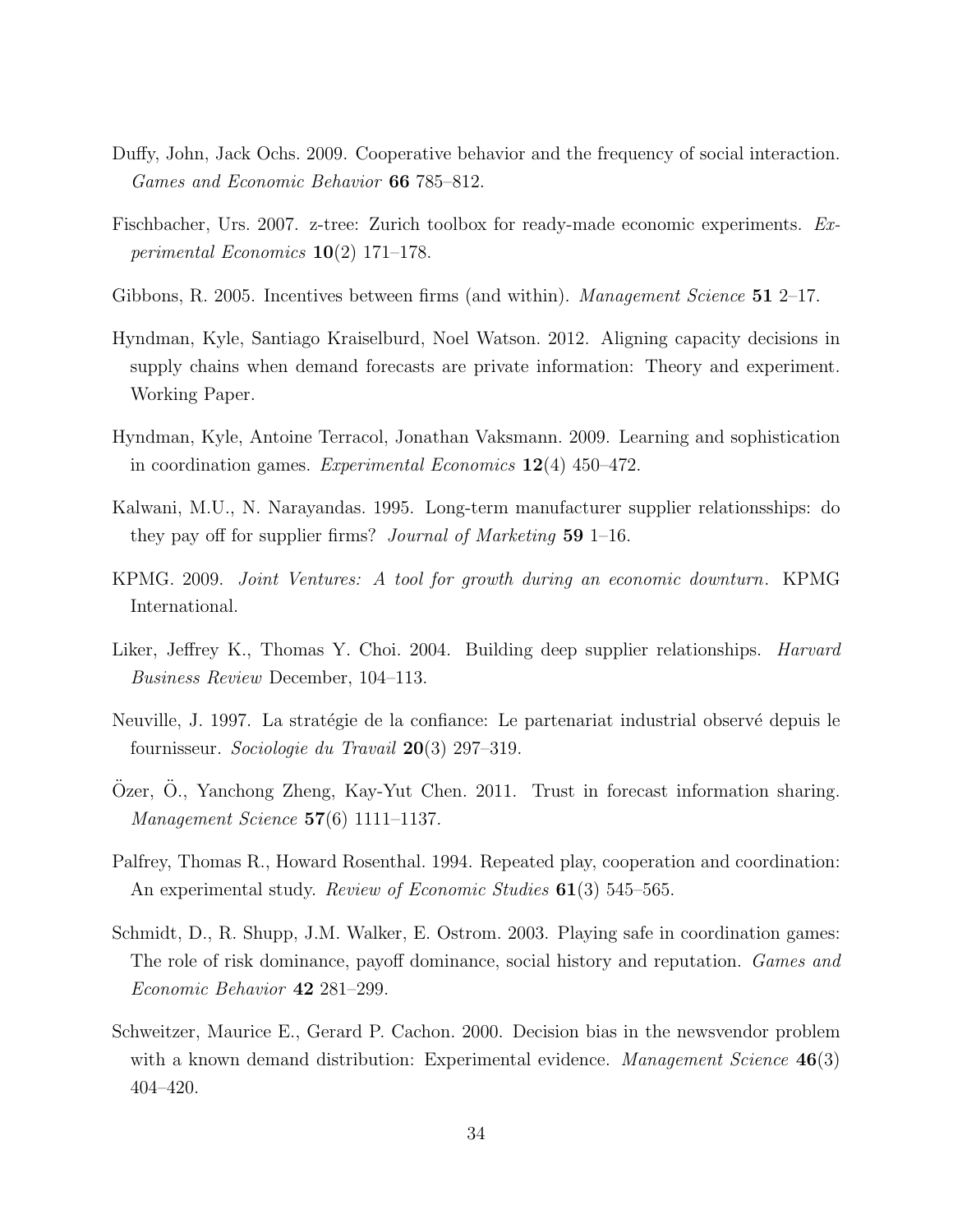Duffy, John, Jack Ochs. 2009. Cooperative behavior and the frequency of social interaction. *Games and Economic Behavior* **66** 785–812.

Fischbacher, Urs. 2007. z-tree: Zurich toolbox for ready-made economic experiments. *Experimental Economics* **10**(2) 171–178.

Gibbons, R. 2005. Incentives between firms (and within). *Management Science* **51** 2–17.

Hyndman, Kyle, Santiago Kraiselburd, Noel Watson. 2012. Aligning capacity decisions in supply chains when demand forecasts are private information: Theory and experiment. Working Paper.

Hyndman, Kyle, Antoine Terracol, Jonathan Vaksmann. 2009. Learning and sophistication in coordination games. *Experimental Economics* **12**(4) 450–472.

Kalwani, M.U., N. Narayandas. 1995. Long-term manufacturer supplier relationsships: do they pay off for supplier firms? *Journal of Marketing* **59** 1–16.

KPMG. 2009. *Joint Ventures: A tool for growth during an economic downturn*. KPMG International.

Liker, Jeffrey K., Thomas Y. Choi. 2004. Building deep supplier relationships. *Harvard Business Review* December, 104–113.

Neuville, J. 1997. La stratégie de la confiance: Le partenariat industrial observé depuis le fournisseur. *Sociologie du Travail* **20**(3) 297–319.

Özer, Ö., Yanchong Zheng, Kay-Yut Chen. 2011. Trust in forecast information sharing. *Management Science* **57**(6) 1111–1137.

Palfrey, Thomas R., Howard Rosenthal. 1994. Repeated play, cooperation and coordination: An experimental study. *Review of Economic Studies* **61**(3) 545–565.

Schmidt, D., R. Shupp, J.M. Walker, E. Ostrom. 2003. Playing safe in coordination games: The role of risk dominance, payoff dominance, social history and reputation. *Games and Economic Behavior* **42** 281–299.

Schweitzer, Maurice E., Gerard P. Cachon. 2000. Decision bias in the newsvendor problem with a known demand distribution: Experimental evidence. *Management Science* **46**(3) 404–420.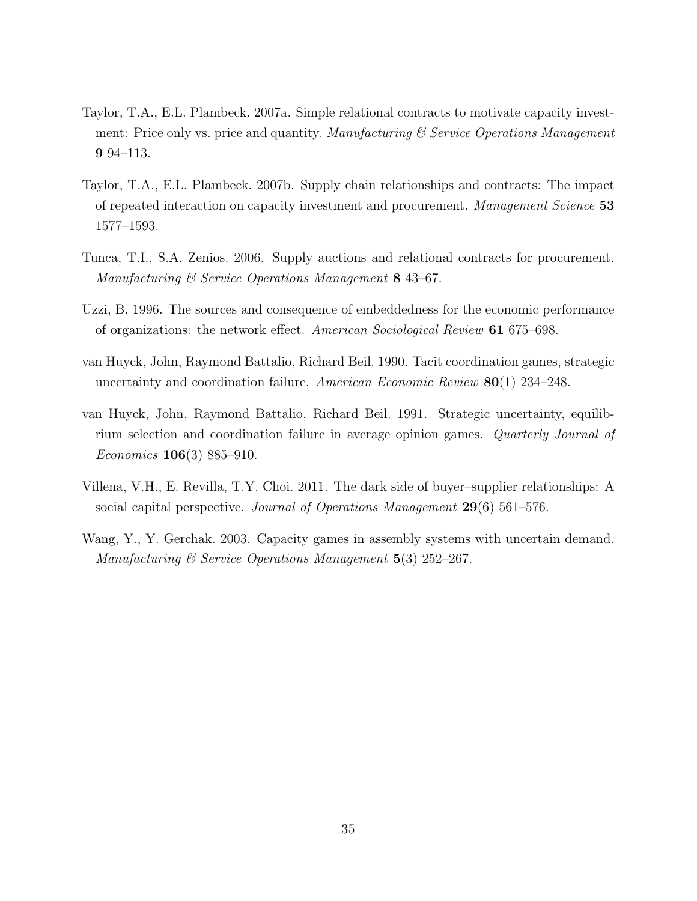Taylor, T.A., E.L. Plambeck. 2007a. Simple relational contracts to motivate capacity investment: Price only vs. price and quantity. *Manufacturing & Service Operations Management* **9** 94–113.

Taylor, T.A., E.L. Plambeck. 2007b. Supply chain relationships and contracts: The impact of repeated interaction on capacity investment and procurement. *Management Science* **53** 1577–1593.

Tunca, T.I., S.A. Zenios. 2006. Supply auctions and relational contracts for procurement. *Manufacturing & Service Operations Management* **8** 43–67.

Uzzi, B. 1996. The sources and consequence of embeddedness for the economic performance of organizations: the network effect. *American Sociological Review* **61** 675–698.

van Huyck, John, Raymond Battalio, Richard Beil. 1990. Tacit coordination games, strategic uncertainty and coordination failure. *American Economic Review* **80**(1) 234–248.

van Huyck, John, Raymond Battalio, Richard Beil. 1991. Strategic uncertainty, equilibrium selection and coordination failure in average opinion games. *Quarterly Journal of Economics* **106**(3) 885–910.

Villena, V.H., E. Revilla, T.Y. Choi. 2011. The dark side of buyer–supplier relationships: A social capital perspective. *Journal of Operations Management* **29**(6) 561–576.

Wang, Y., Y. Gerchak. 2003. Capacity games in assembly systems with uncertain demand. *Manufacturing & Service Operations Management* **5**(3) 252–267.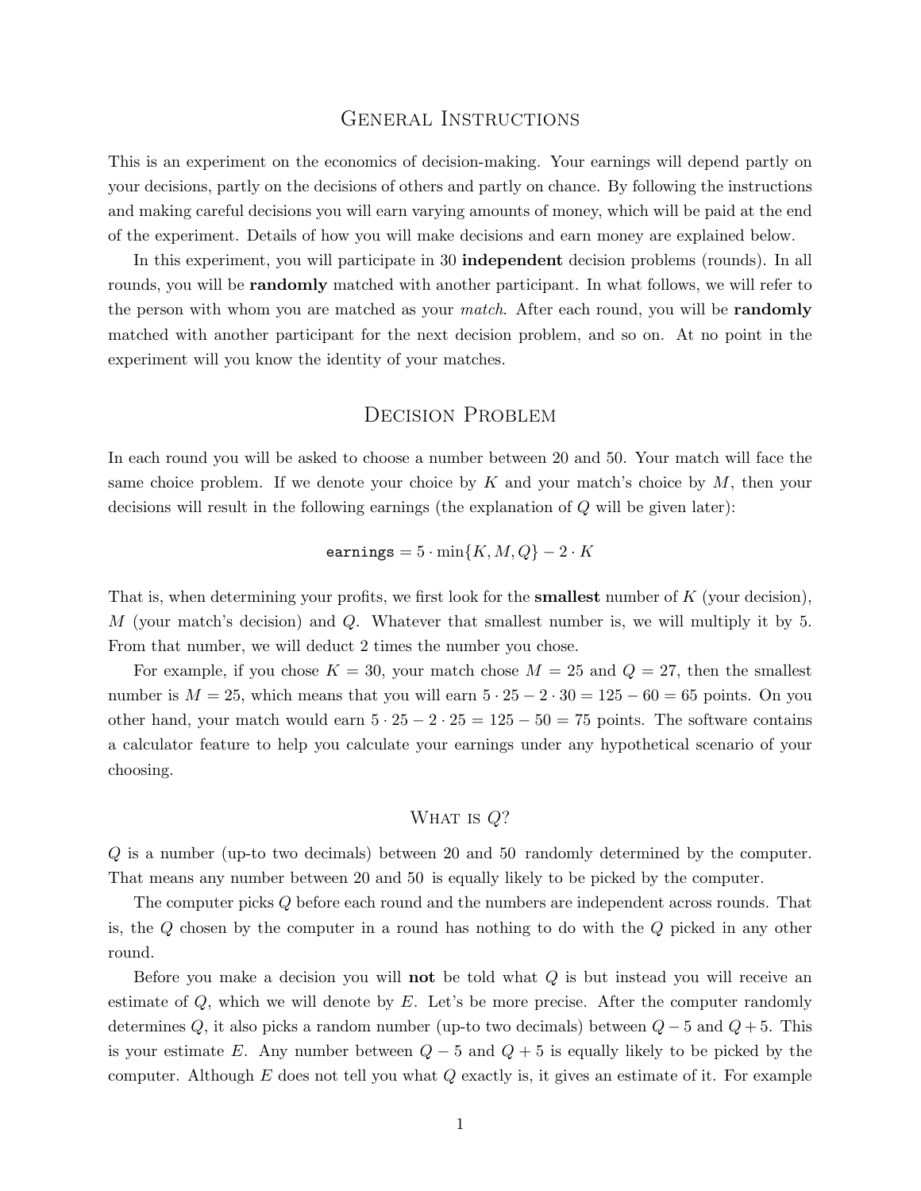# General Instructions

This is an experiment on the economics of decision-making. Your earnings will depend partly on your decisions, partly on the decisions of others and partly on chance. By following the instructions and making careful decisions you will earn varying amounts of money, which will be paid at the end of the experiment. Details of how you will make decisions and earn money are explained below.

In this experiment, you will participate in 30 **independent** decision problems (rounds). In all rounds, you will be **randomly** matched with another participant. In what follows, we will refer to the person with whom you are matched as your *match*. After each round, you will be **randomly** matched with another participant for the next decision problem, and so on. At no point in the experiment will you know the identity of your matches.

# Decision Problem

In each round you will be asked to choose a number between 20 and 50. Your match will face the same choice problem. If we denote your choice by $K$ and your match's choice by $M$, then your decisions will result in the following earnings (the explanation of $Q$ will be given later):

$$\texttt{earnings} = 5 \cdot \min\{K, M, Q\} - 2 \cdot K$$

That is, when determining your profits, we first look for the **smallest** number of $K$ (your decision), $M$ (your match's decision) and $Q$. Whatever that smallest number is, we will multiply it by 5. From that number, we will deduct 2 times the number you chose.

For example, if you chose $K = 30$, your match chose $M = 25$ and $Q = 27$, then the smallest number is $M = 25$, which means that you will earn $5 \cdot 25 - 2 \cdot 30 = 125 - 60 = 65$ points. On you other hand, your match would earn $5 \cdot 25 - 2 \cdot 25 = 125 - 50 = 75$ points. The software contains a calculator feature to help you calculate your earnings under any hypothetical scenario of your choosing.

## What is $Q$?

$Q$ is a number (up-to two decimals) between 20 and 50 randomly determined by the computer. That means any number between 20 and 50 is equally likely to be picked by the computer.

The computer picks $Q$ before each round and the numbers are independent across rounds. That is, the $Q$ chosen by the computer in a round has nothing to do with the $Q$ picked in any other round.

Before you make a decision you will **not** be told what $Q$ is but instead you will receive an estimate of $Q$, which we will denote by $E$. Let's be more precise. After the computer randomly determines $Q$, it also picks a random number (up-to two decimals) between $Q - 5$ and $Q + 5$. This is your estimate $E$. Any number between $Q - 5$ and $Q + 5$ is equally likely to be picked by the computer. Although $E$ does not tell you what $Q$ exactly is, it gives an estimate of it. For example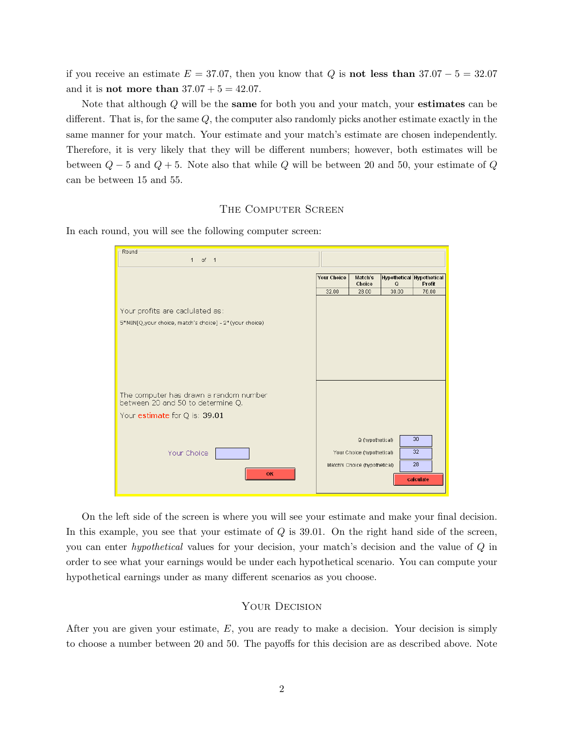if you receive an estimate $E = 37.07$, then you know that $Q$ is **not less than** $37.07 - 5 = 32.07$ and it is **not more than** $37.07 + 5 = 42.07$.

Note that although $Q$ will be the **same** for both you and your match, your **estimates** can be different. That is, for the same $Q$, the computer also randomly picks another estimate exactly in the same manner for your match. Your estimate and your match's estimate are chosen independently. Therefore, it is very likely that they will be different numbers; however, both estimates will be between $Q - 5$ and $Q + 5$. Note also that while $Q$ will be between 20 and 50, your estimate of $Q$ can be between 15 and 55.

### The Computer Screen

In each round, you will see the following computer screen:

Round

1 of 1

| Your Choice | Match's Choice | Hypothetical Q | Hypothetical Profit |
|---|---|---|---|
| 32.00 | 28.00 | 30.00 | 76.00 |

Your profits are caclulated as:

5*MIN[Q,your choice, match's choice] - 2*(your choice)

The computer has drawn a random number between 20 and 50 to determine Q.

Your estimate for Q is: **39.01**

Your Choice

OK

Q (hypothetical) 30

Your Choice (hypothetical) 32

Match's Choice (hypothetical) 28

calculate

On the left side of the screen is where you will see your estimate and make your final decision. In this example, you see that your estimate of $Q$ is 39.01. On the right hand side of the screen, you can enter *hypothetical* values for your decision, your match's decision and the value of $Q$ in order to see what your earnings would be under each hypothetical scenario. You can compute your hypothetical earnings under as many different scenarios as you choose.

### Your Decision

After you are given your estimate, $E$, you are ready to make a decision. Your decision is simply to choose a number between 20 and 50. The payoffs for this decision are as described above. Note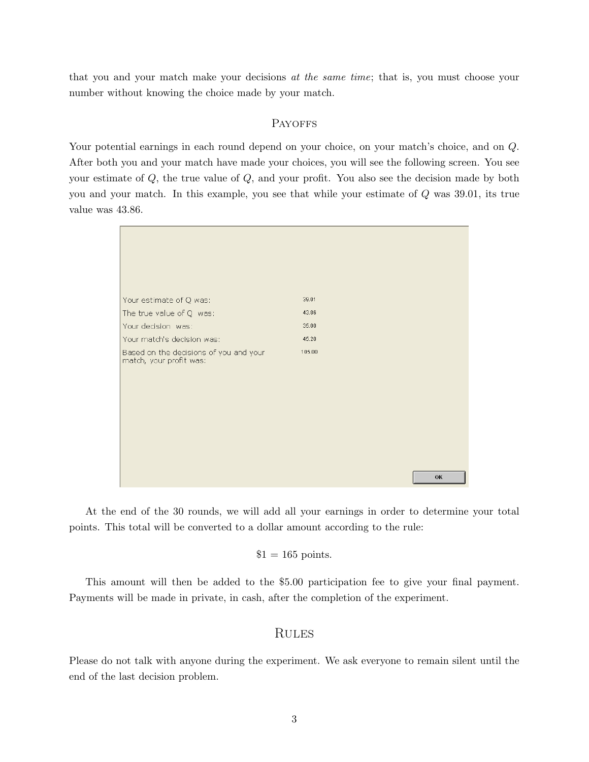that you and your match make your decisions *at the same time*; that is, you must choose your number without knowing the choice made by your match.

## Payoffs

Your potential earnings in each round depend on your choice, on your match's choice, and on $Q$. After both you and your match have made your choices, you will see the following screen. You see your estimate of $Q$, the true value of $Q$, and your profit. You also see the decision made by both you and your match. In this example, you see that while your estimate of $Q$ was 39.01, its true value was 43.86.

| | |
|---|---|
| Your estimate of Q was: | 39.01 |
| The true value of Q was: | 43.86 |
| Your decision was: | 35.00 |
| Your match's decision was: | 45.20 |
| Based on the decisions of you and your match, your profit was: | 105.00 |

OK

At the end of the 30 rounds, we will add all your earnings in order to determine your total points. This total will be converted to a dollar amount according to the rule:

$$\$1 = 165 \text{ points.}$$

This amount will then be added to the $5.00 participation fee to give your final payment. Payments will be made in private, in cash, after the completion of the experiment.

## Rules

Please do not talk with anyone during the experiment. We ask everyone to remain silent until the end of the last decision problem.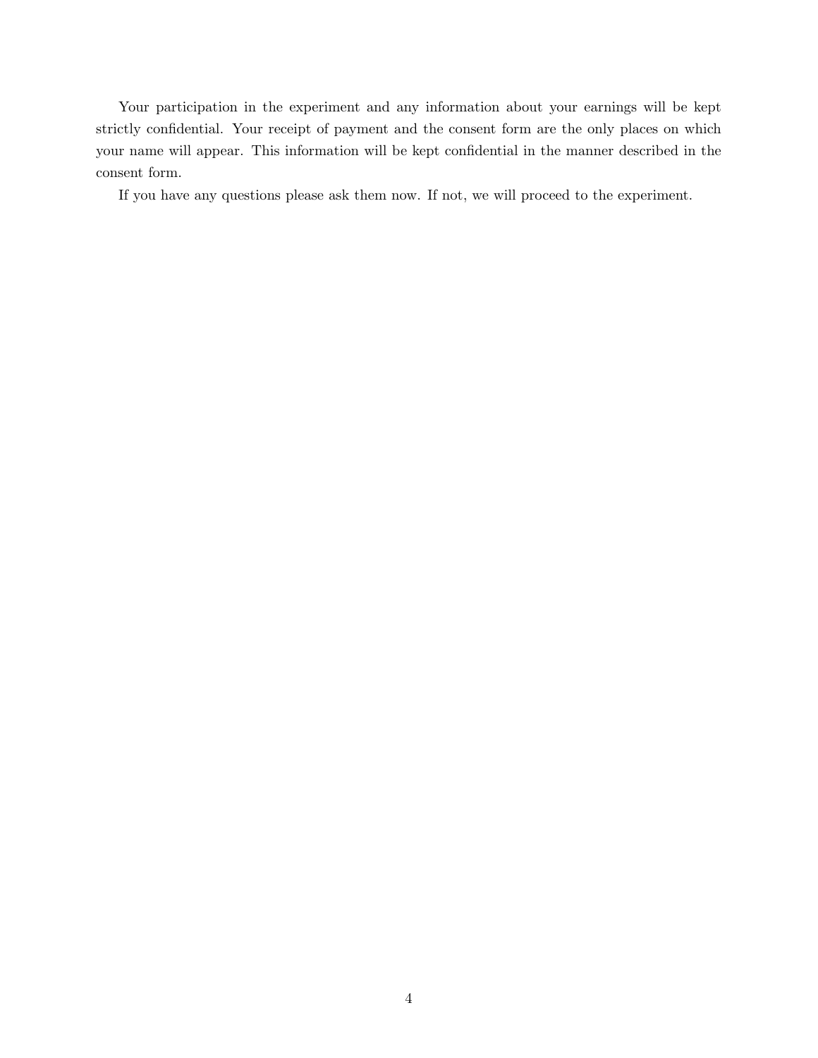Your participation in the experiment and any information about your earnings will be kept strictly confidential. Your receipt of payment and the consent form are the only places on which your name will appear. This information will be kept confidential in the manner described in the consent form.

If you have any questions please ask them now. If not, we will proceed to the experiment.